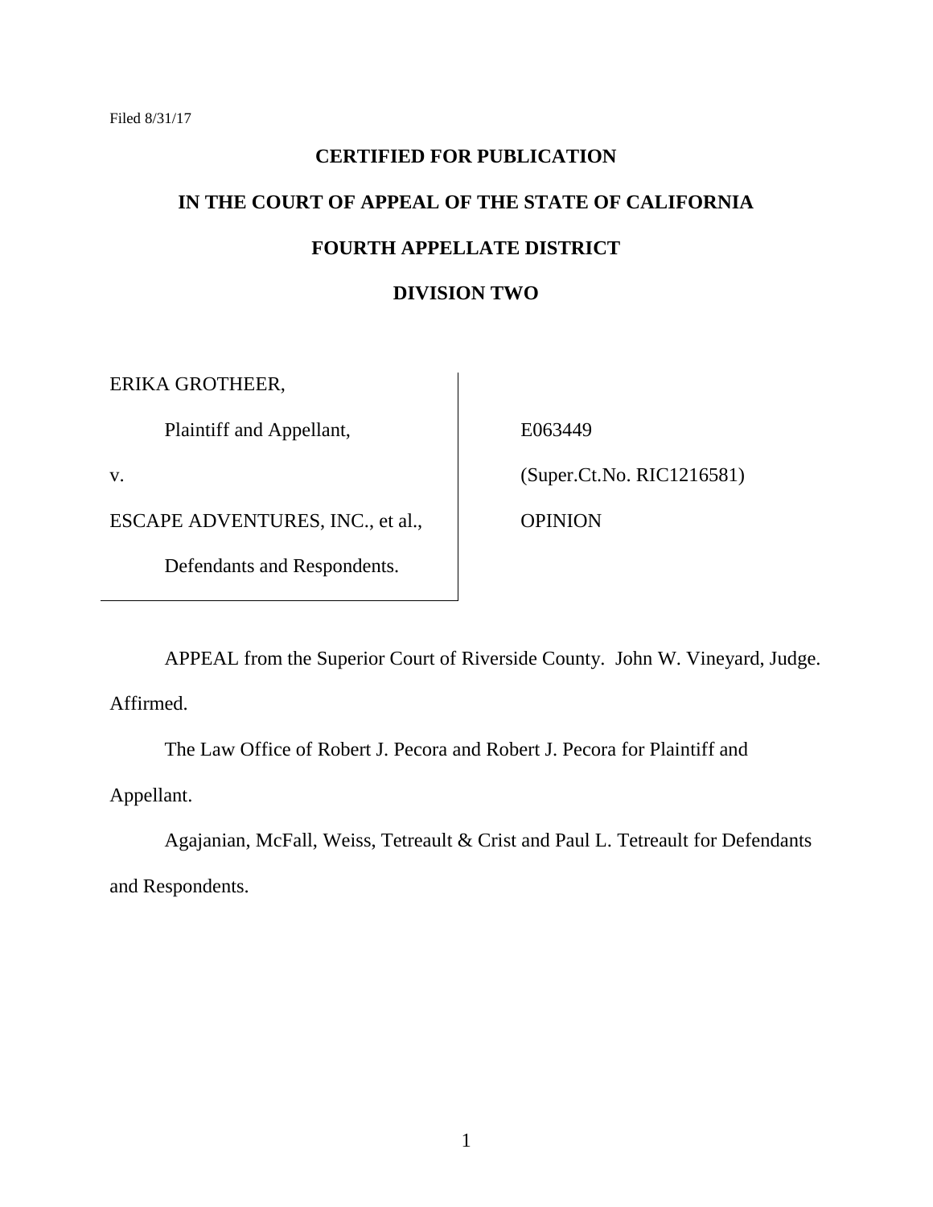Filed 8/31/17

**CERTIFIED FOR PUBLICATION**

**IN THE COURT OF APPEAL OF THE STATE OF CALIFORNIA**

**FOURTH APPELLATE DISTRICT**

**DIVISION TWO**

| | |
|---|---|
| ERIKA GROTHEER,<br><br>Plaintiff and Appellant,<br><br>v.<br><br>ESCAPE ADVENTURES, INC., et al.,<br><br>Defendants and Respondents. | E063449<br><br>(Super.Ct.No. RIC1216581)<br><br>OPINION |

APPEAL from the Superior Court of Riverside County. John W. Vineyard, Judge. Affirmed.

The Law Office of Robert J. Pecora and Robert J. Pecora for Plaintiff and Appellant.

Agajanian, McFall, Weiss, Tetreault & Crist and Paul L. Tetreault for Defendants and Respondents.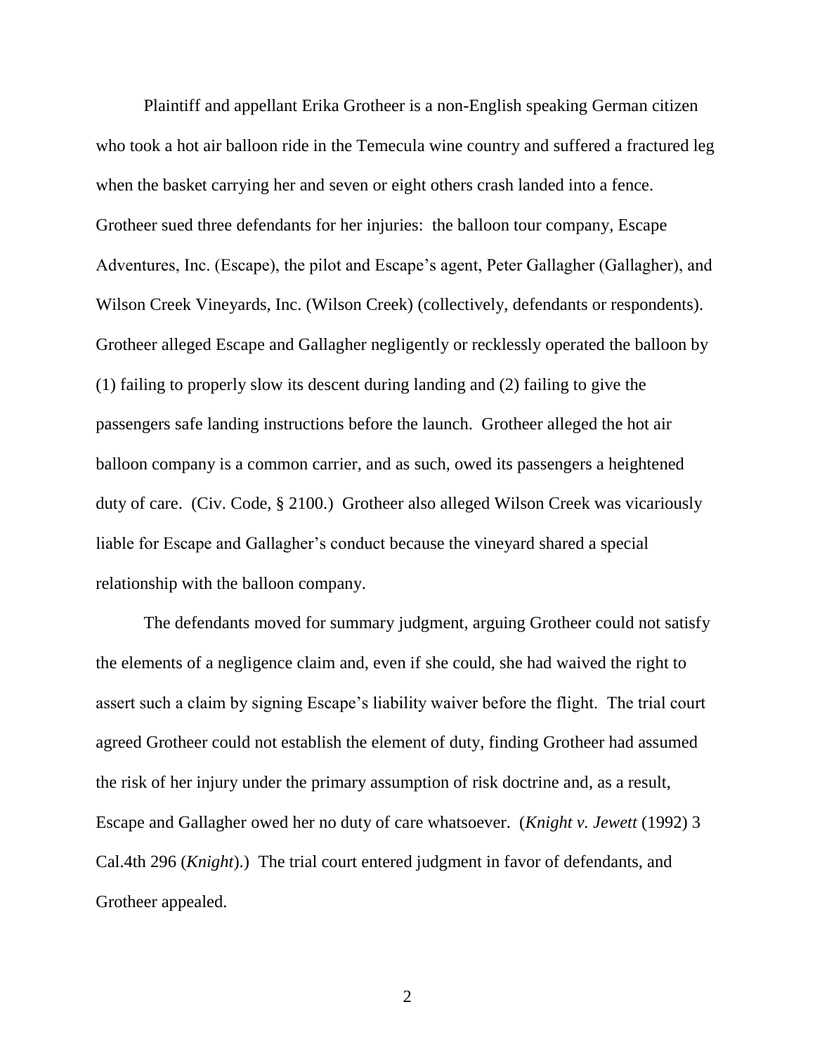Plaintiff and appellant Erika Grotheer is a non-English speaking German citizen who took a hot air balloon ride in the Temecula wine country and suffered a fractured leg when the basket carrying her and seven or eight others crash landed into a fence. Grotheer sued three defendants for her injuries: the balloon tour company, Escape Adventures, Inc. (Escape), the pilot and Escape's agent, Peter Gallagher (Gallagher), and Wilson Creek Vineyards, Inc. (Wilson Creek) (collectively, defendants or respondents). Grotheer alleged Escape and Gallagher negligently or recklessly operated the balloon by (1) failing to properly slow its descent during landing and (2) failing to give the passengers safe landing instructions before the launch. Grotheer alleged the hot air balloon company is a common carrier, and as such, owed its passengers a heightened duty of care. (Civ. Code, § 2100.) Grotheer also alleged Wilson Creek was vicariously liable for Escape and Gallagher's conduct because the vineyard shared a special relationship with the balloon company.

The defendants moved for summary judgment, arguing Grotheer could not satisfy the elements of a negligence claim and, even if she could, she had waived the right to assert such a claim by signing Escape's liability waiver before the flight. The trial court agreed Grotheer could not establish the element of duty, finding Grotheer had assumed the risk of her injury under the primary assumption of risk doctrine and, as a result, Escape and Gallagher owed her no duty of care whatsoever. (*Knight v. Jewett* (1992) 3 Cal.4th 296 (*Knight*).) The trial court entered judgment in favor of defendants, and Grotheer appealed.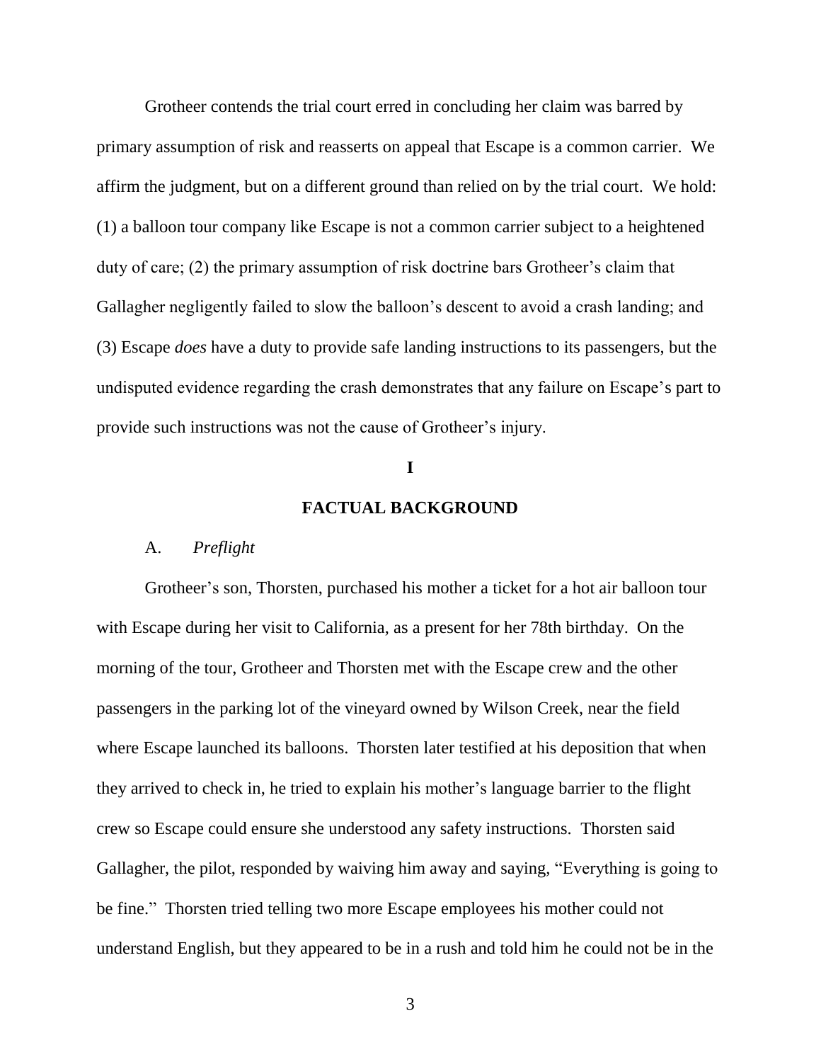Grotheer contends the trial court erred in concluding her claim was barred by primary assumption of risk and reasserts on appeal that Escape is a common carrier. We affirm the judgment, but on a different ground than relied on by the trial court. We hold: (1) a balloon tour company like Escape is not a common carrier subject to a heightened duty of care; (2) the primary assumption of risk doctrine bars Grotheer's claim that Gallagher negligently failed to slow the balloon's descent to avoid a crash landing; and (3) Escape *does* have a duty to provide safe landing instructions to its passengers, but the undisputed evidence regarding the crash demonstrates that any failure on Escape's part to provide such instructions was not the cause of Grotheer's injury.

## I

## FACTUAL BACKGROUND

### A. *Preflight*

Grotheer's son, Thorsten, purchased his mother a ticket for a hot air balloon tour with Escape during her visit to California, as a present for her 78th birthday. On the morning of the tour, Grotheer and Thorsten met with the Escape crew and the other passengers in the parking lot of the vineyard owned by Wilson Creek, near the field where Escape launched its balloons. Thorsten later testified at his deposition that when they arrived to check in, he tried to explain his mother's language barrier to the flight crew so Escape could ensure she understood any safety instructions. Thorsten said Gallagher, the pilot, responded by waiving him away and saying, "Everything is going to be fine." Thorsten tried telling two more Escape employees his mother could not understand English, but they appeared to be in a rush and told him he could not be in the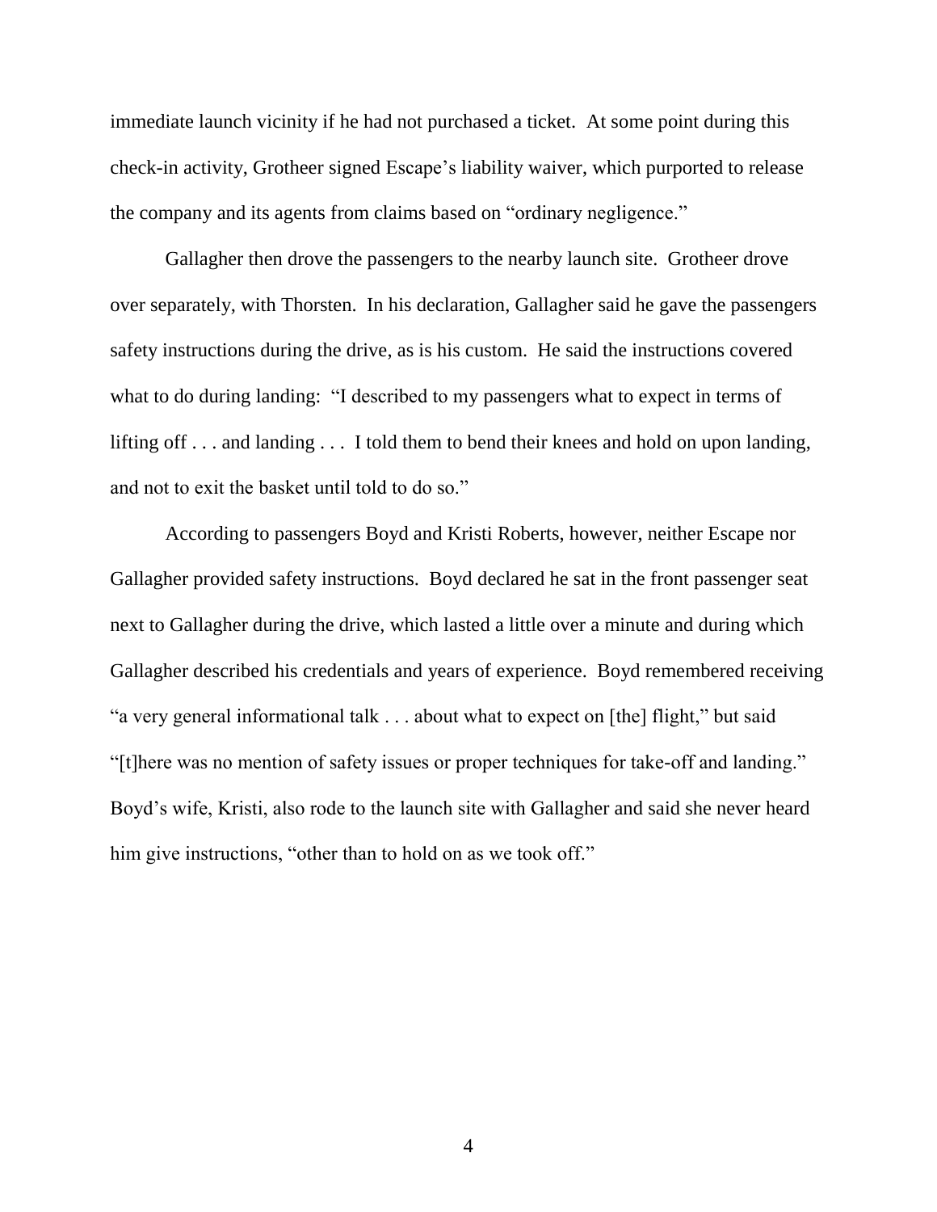immediate launch vicinity if he had not purchased a ticket. At some point during this check-in activity, Grotheer signed Escape's liability waiver, which purported to release the company and its agents from claims based on "ordinary negligence."

Gallagher then drove the passengers to the nearby launch site. Grotheer drove over separately, with Thorsten. In his declaration, Gallagher said he gave the passengers safety instructions during the drive, as is his custom. He said the instructions covered what to do during landing: "I described to my passengers what to expect in terms of lifting off . . . and landing . . . I told them to bend their knees and hold on upon landing, and not to exit the basket until told to do so."

According to passengers Boyd and Kristi Roberts, however, neither Escape nor Gallagher provided safety instructions. Boyd declared he sat in the front passenger seat next to Gallagher during the drive, which lasted a little over a minute and during which Gallagher described his credentials and years of experience. Boyd remembered receiving "a very general informational talk . . . about what to expect on [the] flight," but said "[t]here was no mention of safety issues or proper techniques for take-off and landing." Boyd's wife, Kristi, also rode to the launch site with Gallagher and said she never heard him give instructions, "other than to hold on as we took off."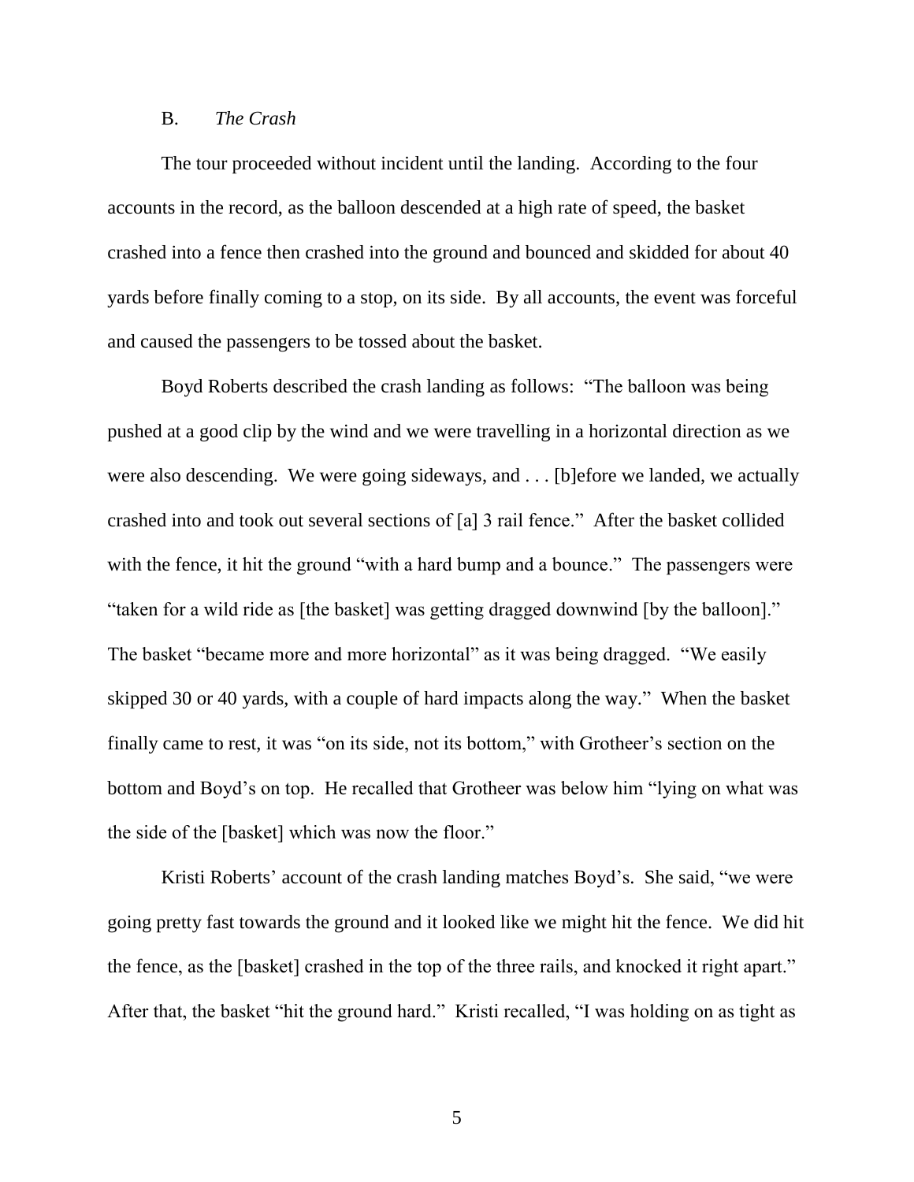### B. *The Crash*

The tour proceeded without incident until the landing. According to the four accounts in the record, as the balloon descended at a high rate of speed, the basket crashed into a fence then crashed into the ground and bounced and skidded for about 40 yards before finally coming to a stop, on its side. By all accounts, the event was forceful and caused the passengers to be tossed about the basket.

Boyd Roberts described the crash landing as follows: "The balloon was being pushed at a good clip by the wind and we were travelling in a horizontal direction as we were also descending. We were going sideways, and . . . [b]efore we landed, we actually crashed into and took out several sections of [a] 3 rail fence." After the basket collided with the fence, it hit the ground "with a hard bump and a bounce." The passengers were "taken for a wild ride as [the basket] was getting dragged downwind [by the balloon]." The basket "became more and more horizontal" as it was being dragged. "We easily skipped 30 or 40 yards, with a couple of hard impacts along the way." When the basket finally came to rest, it was "on its side, not its bottom," with Grotheer's section on the bottom and Boyd's on top. He recalled that Grotheer was below him "lying on what was the side of the [basket] which was now the floor."

Kristi Roberts' account of the crash landing matches Boyd's. She said, "we were going pretty fast towards the ground and it looked like we might hit the fence. We did hit the fence, as the [basket] crashed in the top of the three rails, and knocked it right apart." After that, the basket "hit the ground hard." Kristi recalled, "I was holding on as tight as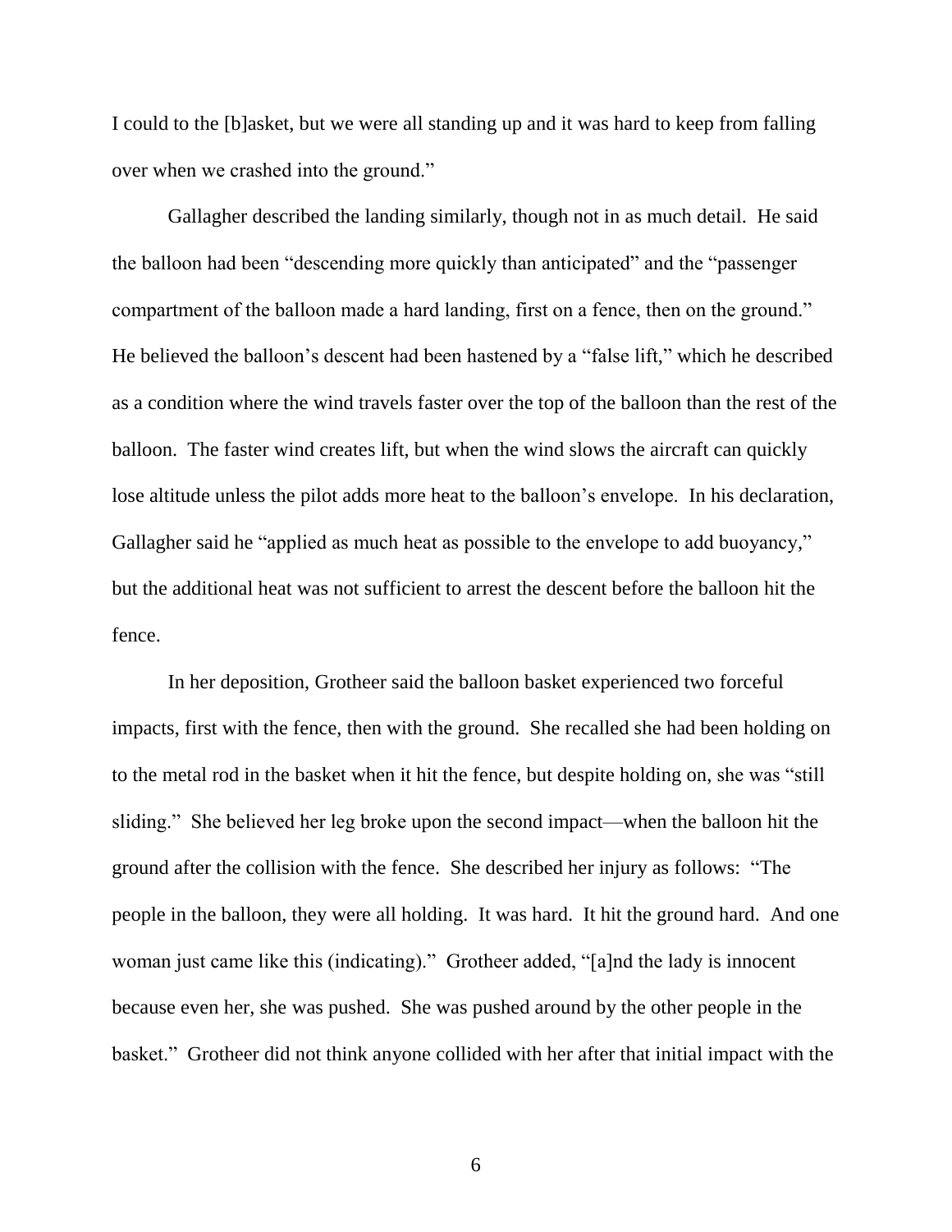I could to the [b]asket, but we were all standing up and it was hard to keep from falling over when we crashed into the ground."

Gallagher described the landing similarly, though not in as much detail. He said the balloon had been "descending more quickly than anticipated" and the "passenger compartment of the balloon made a hard landing, first on a fence, then on the ground." He believed the balloon's descent had been hastened by a "false lift," which he described as a condition where the wind travels faster over the top of the balloon than the rest of the balloon. The faster wind creates lift, but when the wind slows the aircraft can quickly lose altitude unless the pilot adds more heat to the balloon's envelope. In his declaration, Gallagher said he "applied as much heat as possible to the envelope to add buoyancy," but the additional heat was not sufficient to arrest the descent before the balloon hit the fence.

In her deposition, Grotheer said the balloon basket experienced two forceful impacts, first with the fence, then with the ground. She recalled she had been holding on to the metal rod in the basket when it hit the fence, but despite holding on, she was "still sliding." She believed her leg broke upon the second impact—when the balloon hit the ground after the collision with the fence. She described her injury as follows: "The people in the balloon, they were all holding. It was hard. It hit the ground hard. And one woman just came like this (indicating)." Grotheer added, "[a]nd the lady is innocent because even her, she was pushed. She was pushed around by the other people in the basket." Grotheer did not think anyone collided with her after that initial impact with the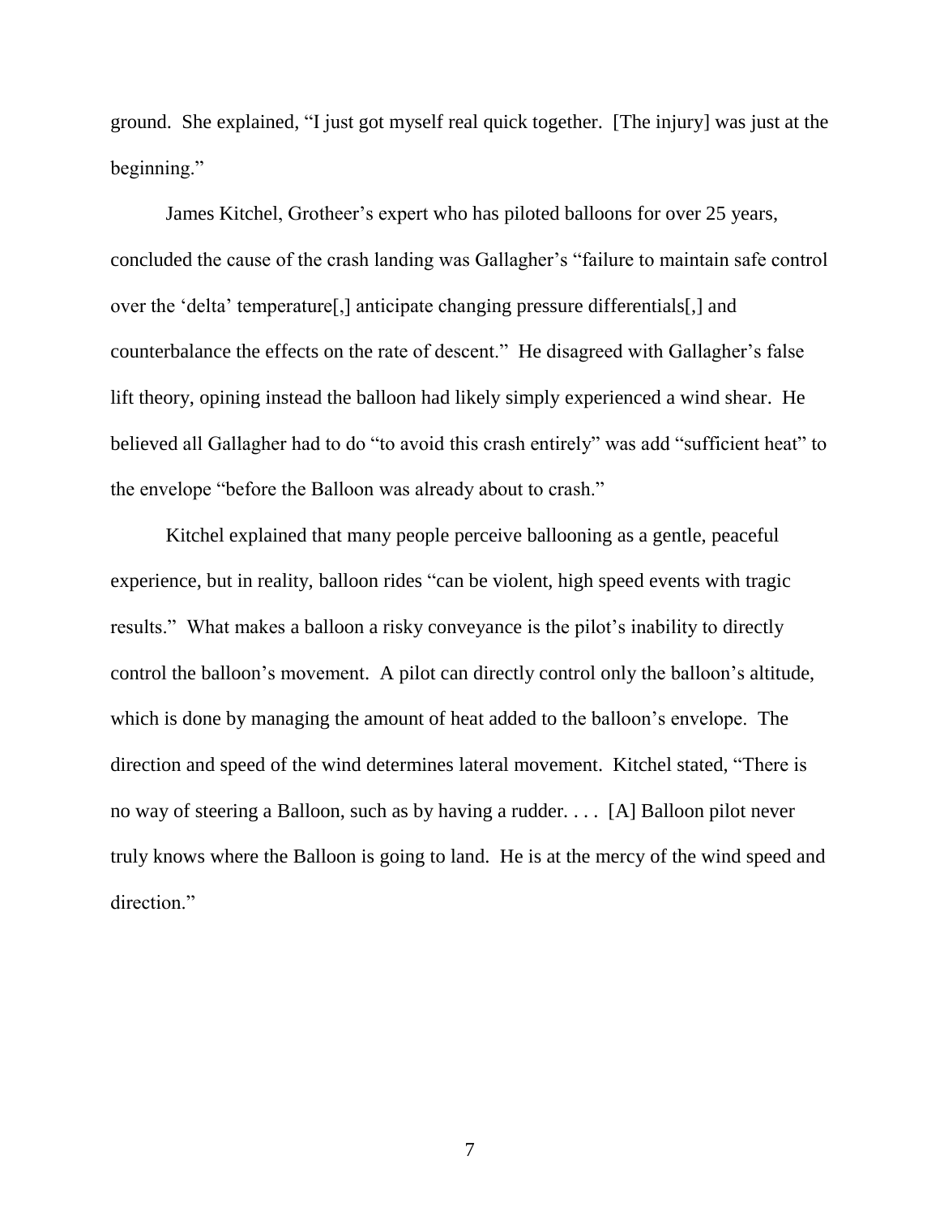ground. She explained, "I just got myself real quick together. [The injury] was just at the beginning."

James Kitchel, Grotheer's expert who has piloted balloons for over 25 years, concluded the cause of the crash landing was Gallagher's "failure to maintain safe control over the 'delta' temperature[,] anticipate changing pressure differentials[,] and counterbalance the effects on the rate of descent." He disagreed with Gallagher's false lift theory, opining instead the balloon had likely simply experienced a wind shear. He believed all Gallagher had to do "to avoid this crash entirely" was add "sufficient heat" to the envelope "before the Balloon was already about to crash."

Kitchel explained that many people perceive ballooning as a gentle, peaceful experience, but in reality, balloon rides "can be violent, high speed events with tragic results." What makes a balloon a risky conveyance is the pilot's inability to directly control the balloon's movement. A pilot can directly control only the balloon's altitude, which is done by managing the amount of heat added to the balloon's envelope. The direction and speed of the wind determines lateral movement. Kitchel stated, "There is no way of steering a Balloon, such as by having a rudder. . . . [A] Balloon pilot never truly knows where the Balloon is going to land. He is at the mercy of the wind speed and direction."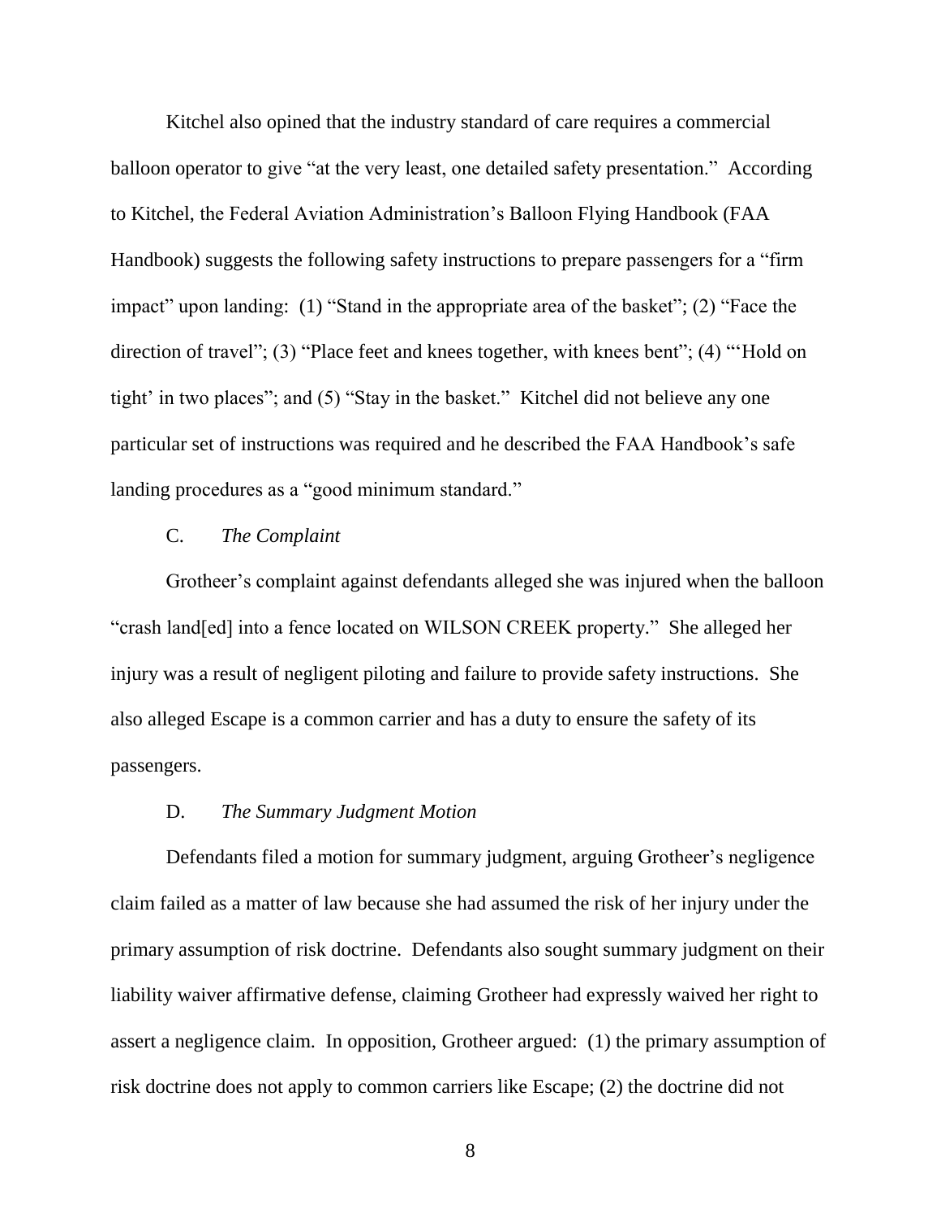Kitchel also opined that the industry standard of care requires a commercial balloon operator to give "at the very least, one detailed safety presentation." According to Kitchel, the Federal Aviation Administration's Balloon Flying Handbook (FAA Handbook) suggests the following safety instructions to prepare passengers for a "firm impact" upon landing: (1) "Stand in the appropriate area of the basket"; (2) "Face the direction of travel"; (3) "Place feet and knees together, with knees bent"; (4) "'Hold on tight' in two places"; and (5) "Stay in the basket." Kitchel did not believe any one particular set of instructions was required and he described the FAA Handbook's safe landing procedures as a "good minimum standard."

C. *The Complaint*

Grotheer's complaint against defendants alleged she was injured when the balloon "crash land[ed] into a fence located on WILSON CREEK property." She alleged her injury was a result of negligent piloting and failure to provide safety instructions. She also alleged Escape is a common carrier and has a duty to ensure the safety of its passengers.

D. *The Summary Judgment Motion*

Defendants filed a motion for summary judgment, arguing Grotheer's negligence claim failed as a matter of law because she had assumed the risk of her injury under the primary assumption of risk doctrine. Defendants also sought summary judgment on their liability waiver affirmative defense, claiming Grotheer had expressly waived her right to assert a negligence claim. In opposition, Grotheer argued: (1) the primary assumption of risk doctrine does not apply to common carriers like Escape; (2) the doctrine did not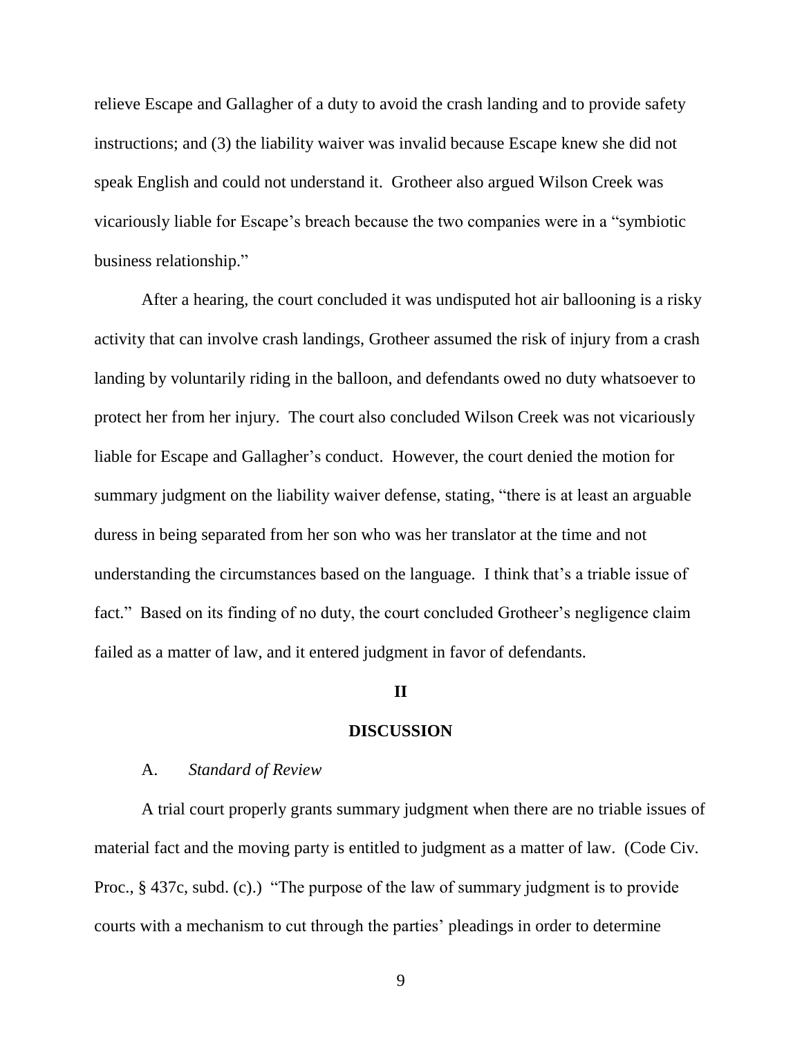relieve Escape and Gallagher of a duty to avoid the crash landing and to provide safety instructions; and (3) the liability waiver was invalid because Escape knew she did not speak English and could not understand it. Grotheer also argued Wilson Creek was vicariously liable for Escape's breach because the two companies were in a "symbiotic business relationship."

After a hearing, the court concluded it was undisputed hot air ballooning is a risky activity that can involve crash landings, Grotheer assumed the risk of injury from a crash landing by voluntarily riding in the balloon, and defendants owed no duty whatsoever to protect her from her injury. The court also concluded Wilson Creek was not vicariously liable for Escape and Gallagher's conduct. However, the court denied the motion for summary judgment on the liability waiver defense, stating, "there is at least an arguable duress in being separated from her son who was her translator at the time and not understanding the circumstances based on the language. I think that's a triable issue of fact." Based on its finding of no duty, the court concluded Grotheer's negligence claim failed as a matter of law, and it entered judgment in favor of defendants.

## II

## DISCUSSION

### A. *Standard of Review*

A trial court properly grants summary judgment when there are no triable issues of material fact and the moving party is entitled to judgment as a matter of law. (Code Civ. Proc., § 437c, subd. (c).) "The purpose of the law of summary judgment is to provide courts with a mechanism to cut through the parties' pleadings in order to determine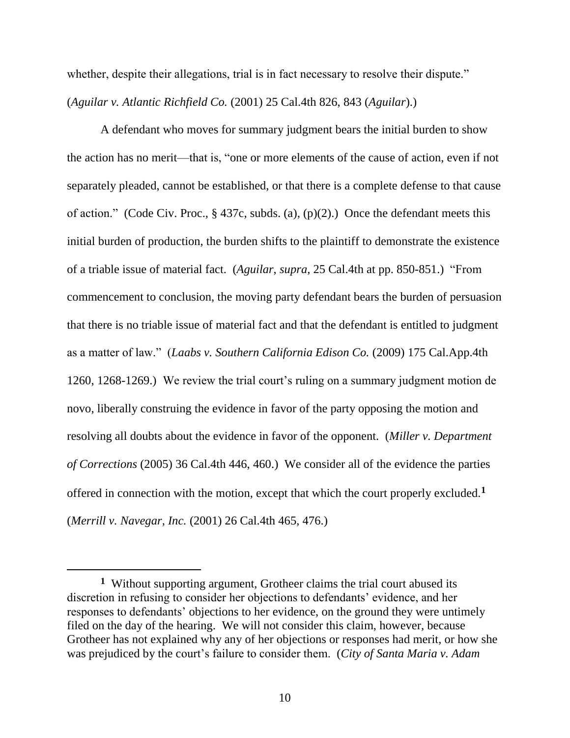whether, despite their allegations, trial is in fact necessary to resolve their dispute." (*Aguilar v. Atlantic Richfield Co.* (2001) 25 Cal.4th 826, 843 (*Aguilar*).)

A defendant who moves for summary judgment bears the initial burden to show the action has no merit—that is, "one or more elements of the cause of action, even if not separately pleaded, cannot be established, or that there is a complete defense to that cause of action." (Code Civ. Proc., § 437c, subds. (a), (p)(2).) Once the defendant meets this initial burden of production, the burden shifts to the plaintiff to demonstrate the existence of a triable issue of material fact. (*Aguilar*, *supra*, 25 Cal.4th at pp. 850-851.) "From commencement to conclusion, the moving party defendant bears the burden of persuasion that there is no triable issue of material fact and that the defendant is entitled to judgment as a matter of law." (*Laabs v. Southern California Edison Co.* (2009) 175 Cal.App.4th 1260, 1268-1269.) We review the trial court's ruling on a summary judgment motion de novo, liberally construing the evidence in favor of the party opposing the motion and resolving all doubts about the evidence in favor of the opponent. (*Miller v. Department of Corrections* (2005) 36 Cal.4th 446, 460.) We consider all of the evidence the parties offered in connection with the motion, except that which the court properly excluded.[1] (*Merrill v. Navegar, Inc.* (2001) 26 Cal.4th 465, 476.)

---

[1] Without supporting argument, Grotheer claims the trial court abused its discretion in refusing to consider her objections to defendants' evidence, and her responses to defendants' objections to her evidence, on the ground they were untimely filed on the day of the hearing. We will not consider this claim, however, because Grotheer has not explained why any of her objections or responses had merit, or how she was prejudiced by the court's failure to consider them. (*City of Santa Maria v. Adam*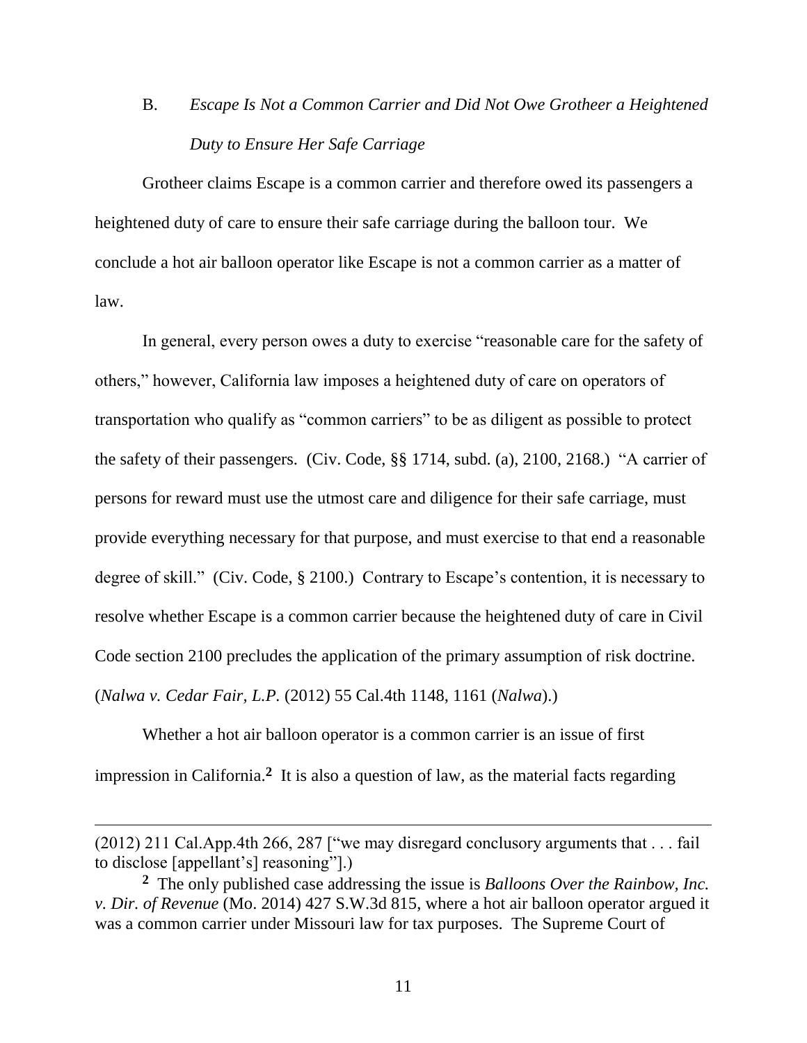### B. *Escape Is Not a Common Carrier and Did Not Owe Grotheer a Heightened Duty to Ensure Her Safe Carriage*

Grotheer claims Escape is a common carrier and therefore owed its passengers a heightened duty of care to ensure their safe carriage during the balloon tour. We conclude a hot air balloon operator like Escape is not a common carrier as a matter of law.

In general, every person owes a duty to exercise "reasonable care for the safety of others," however, California law imposes a heightened duty of care on operators of transportation who qualify as "common carriers" to be as diligent as possible to protect the safety of their passengers. (Civ. Code, §§ 1714, subd. (a), 2100, 2168.) "A carrier of persons for reward must use the utmost care and diligence for their safe carriage, must provide everything necessary for that purpose, and must exercise to that end a reasonable degree of skill." (Civ. Code, § 2100.) Contrary to Escape's contention, it is necessary to resolve whether Escape is a common carrier because the heightened duty of care in Civil Code section 2100 precludes the application of the primary assumption of risk doctrine. (*Nalwa v. Cedar Fair, L.P.* (2012) 55 Cal.4th 1148, 1161 (*Nalwa*).)

Whether a hot air balloon operator is a common carrier is an issue of first impression in California.[2] It is also a question of law, as the material facts regarding

---

(2012) 211 Cal.App.4th 266, 287 ["we may disregard conclusory arguments that . . . fail to disclose [appellant's] reasoning"].)

[2] The only published case addressing the issue is *Balloons Over the Rainbow, Inc. v. Dir. of Revenue* (Mo. 2014) 427 S.W.3d 815, where a hot air balloon operator argued it was a common carrier under Missouri law for tax purposes. The Supreme Court of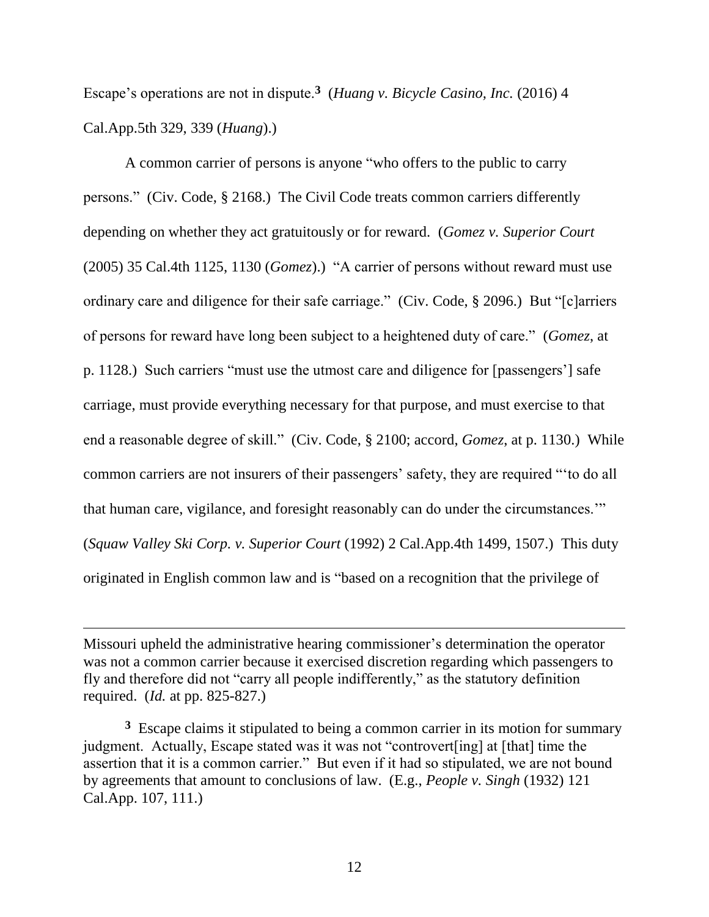Escape's operations are not in dispute.[3] (*Huang v. Bicycle Casino, Inc.* (2016) 4 Cal.App.5th 329, 339 (*Huang*).)

A common carrier of persons is anyone "who offers to the public to carry persons." (Civ. Code, § 2168.) The Civil Code treats common carriers differently depending on whether they act gratuitously or for reward. (*Gomez v. Superior Court* (2005) 35 Cal.4th 1125, 1130 (*Gomez*).) "A carrier of persons without reward must use ordinary care and diligence for their safe carriage." (Civ. Code, § 2096.) But "[c]arriers of persons for reward have long been subject to a heightened duty of care." (*Gomez*, at p. 1128.) Such carriers "must use the utmost care and diligence for [passengers'] safe carriage, must provide everything necessary for that purpose, and must exercise to that end a reasonable degree of skill." (Civ. Code, § 2100; accord, *Gomez*, at p. 1130.) While common carriers are not insurers of their passengers' safety, they are required "'to do all that human care, vigilance, and foresight reasonably can do under the circumstances.'" (*Squaw Valley Ski Corp. v. Superior Court* (1992) 2 Cal.App.4th 1499, 1507.) This duty originated in English common law and is "based on a recognition that the privilege of

---

Missouri upheld the administrative hearing commissioner's determination the operator was not a common carrier because it exercised discretion regarding which passengers to fly and therefore did not "carry all people indifferently," as the statutory definition required. (*Id.* at pp. 825-827.)

[3] Escape claims it stipulated to being a common carrier in its motion for summary judgment. Actually, Escape stated was it was not "controvert[ing] at [that] time the assertion that it is a common carrier." But even if it had so stipulated, we are not bound by agreements that amount to conclusions of law. (E.g., *People v. Singh* (1932) 121 Cal.App. 107, 111.)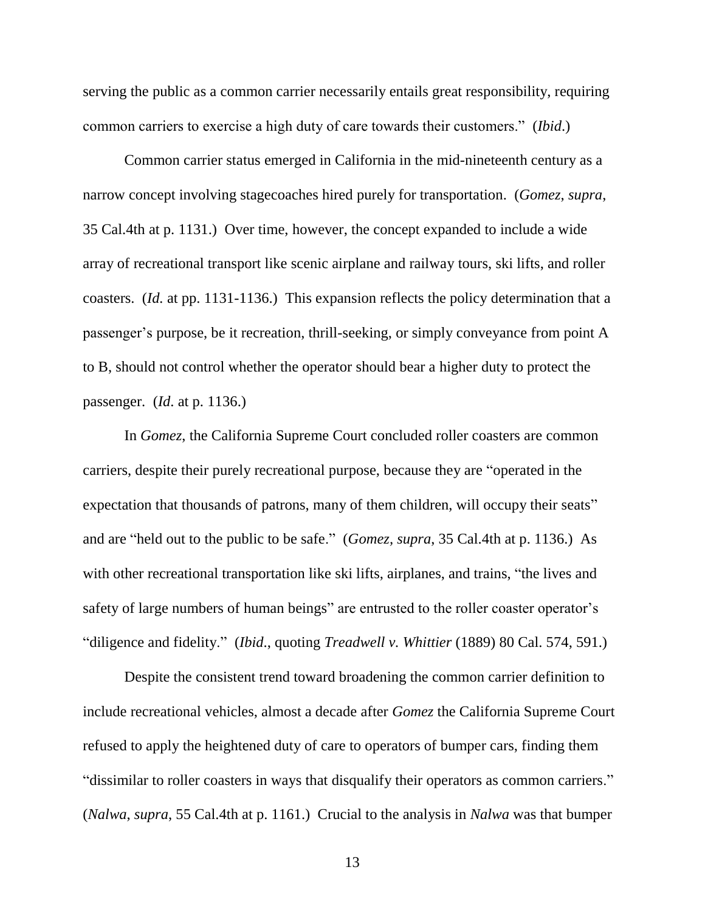serving the public as a common carrier necessarily entails great responsibility, requiring common carriers to exercise a high duty of care towards their customers." (*Ibid*.)

Common carrier status emerged in California in the mid-nineteenth century as a narrow concept involving stagecoaches hired purely for transportation. (*Gomez*, *supra*, 35 Cal.4th at p. 1131.) Over time, however, the concept expanded to include a wide array of recreational transport like scenic airplane and railway tours, ski lifts, and roller coasters. (*Id.* at pp. 1131-1136.) This expansion reflects the policy determination that a passenger's purpose, be it recreation, thrill-seeking, or simply conveyance from point A to B, should not control whether the operator should bear a higher duty to protect the passenger. (*Id*. at p. 1136.)

In *Gomez*, the California Supreme Court concluded roller coasters are common carriers, despite their purely recreational purpose, because they are "operated in the expectation that thousands of patrons, many of them children, will occupy their seats" and are "held out to the public to be safe." (*Gomez*, *supra*, 35 Cal.4th at p. 1136.) As with other recreational transportation like ski lifts, airplanes, and trains, "the lives and safety of large numbers of human beings" are entrusted to the roller coaster operator's "diligence and fidelity." (*Ibid*., quoting *Treadwell v. Whittier* (1889) 80 Cal. 574, 591.)

Despite the consistent trend toward broadening the common carrier definition to include recreational vehicles, almost a decade after *Gomez* the California Supreme Court refused to apply the heightened duty of care to operators of bumper cars, finding them "dissimilar to roller coasters in ways that disqualify their operators as common carriers." (*Nalwa*, *supra*, 55 Cal.4th at p. 1161.) Crucial to the analysis in *Nalwa* was that bumper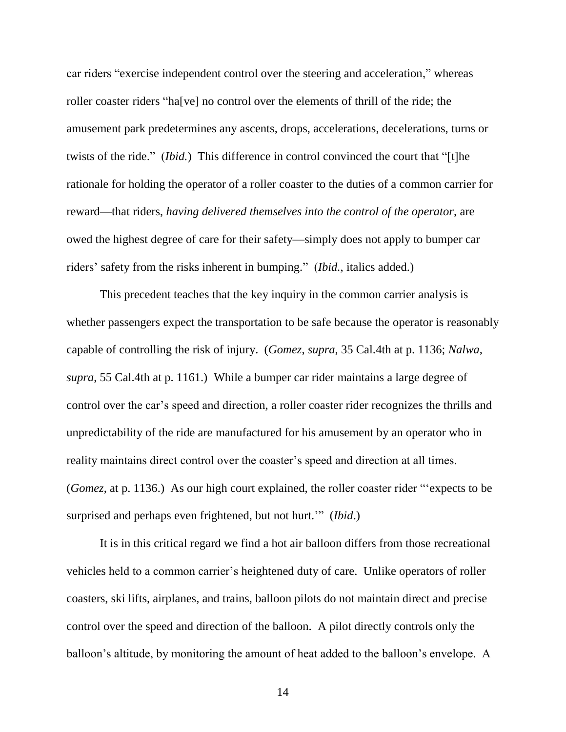car riders "exercise independent control over the steering and acceleration," whereas roller coaster riders "ha[ve] no control over the elements of thrill of the ride; the amusement park predetermines any ascents, drops, accelerations, decelerations, turns or twists of the ride." (*Ibid.*) This difference in control convinced the court that "[t]he rationale for holding the operator of a roller coaster to the duties of a common carrier for reward—that riders, *having delivered themselves into the control of the operator*, are owed the highest degree of care for their safety—simply does not apply to bumper car riders' safety from the risks inherent in bumping." (*Ibid.*, italics added.)

This precedent teaches that the key inquiry in the common carrier analysis is whether passengers expect the transportation to be safe because the operator is reasonably capable of controlling the risk of injury. (*Gomez*, *supra*, 35 Cal.4th at p. 1136; *Nalwa*, *supra*, 55 Cal.4th at p. 1161.) While a bumper car rider maintains a large degree of control over the car's speed and direction, a roller coaster rider recognizes the thrills and unpredictability of the ride are manufactured for his amusement by an operator who in reality maintains direct control over the coaster's speed and direction at all times. (*Gomez*, at p. 1136.) As our high court explained, the roller coaster rider "'expects to be surprised and perhaps even frightened, but not hurt.'" (*Ibid*.)

It is in this critical regard we find a hot air balloon differs from those recreational vehicles held to a common carrier's heightened duty of care. Unlike operators of roller coasters, ski lifts, airplanes, and trains, balloon pilots do not maintain direct and precise control over the speed and direction of the balloon. A pilot directly controls only the balloon's altitude, by monitoring the amount of heat added to the balloon's envelope. A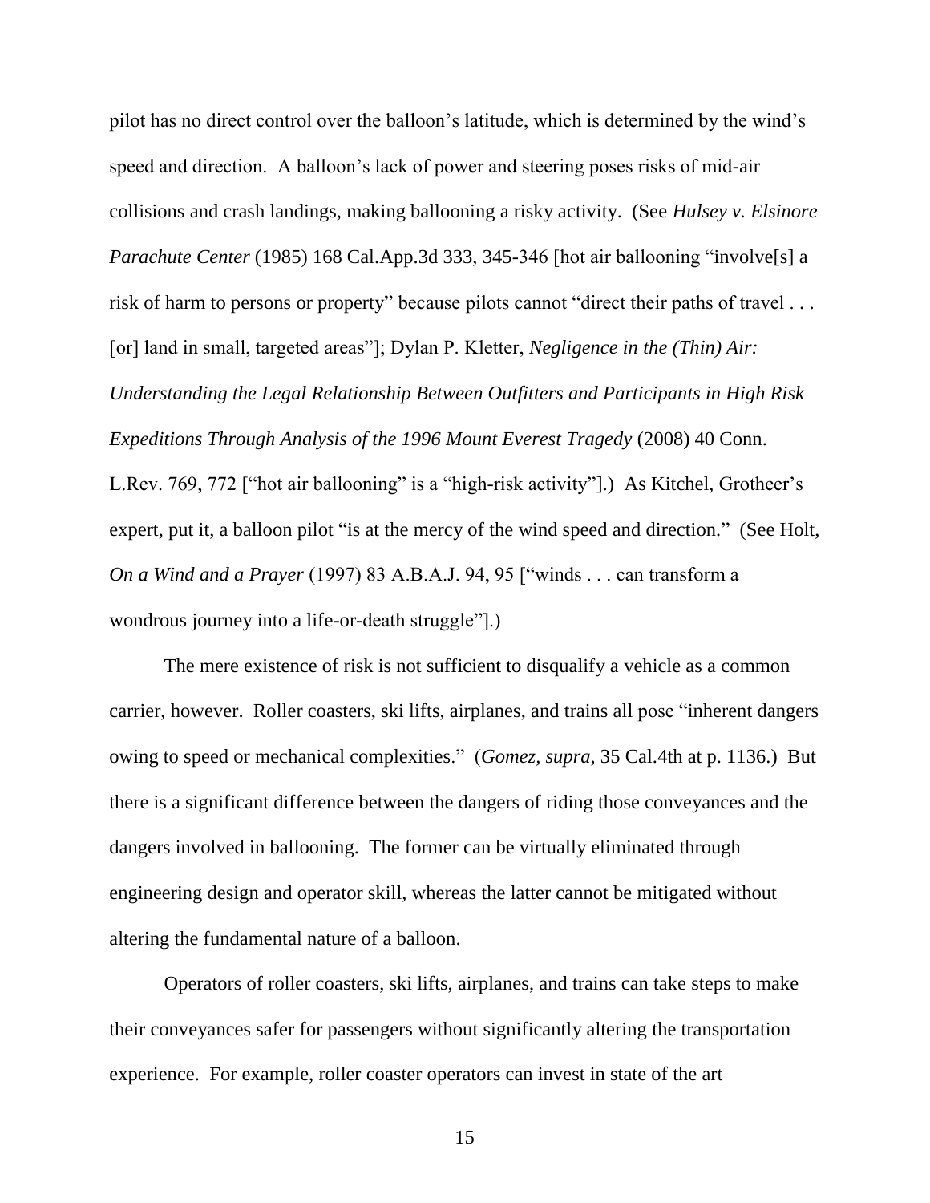pilot has no direct control over the balloon's latitude, which is determined by the wind's speed and direction. A balloon's lack of power and steering poses risks of mid-air collisions and crash landings, making ballooning a risky activity. (See *Hulsey v. Elsinore Parachute Center* (1985) 168 Cal.App.3d 333, 345-346 [hot air ballooning "involve[s] a risk of harm to persons or property" because pilots cannot "direct their paths of travel . . . [or] land in small, targeted areas"]; Dylan P. Kletter, *Negligence in the (Thin) Air: Understanding the Legal Relationship Between Outfitters and Participants in High Risk Expeditions Through Analysis of the 1996 Mount Everest Tragedy* (2008) 40 Conn. L.Rev. 769, 772 ["hot air ballooning" is a "high-risk activity"].) As Kitchel, Grotheer's expert, put it, a balloon pilot "is at the mercy of the wind speed and direction." (See Holt, *On a Wind and a Prayer* (1997) 83 A.B.A.J. 94, 95 ["winds . . . can transform a wondrous journey into a life-or-death struggle"].)

The mere existence of risk is not sufficient to disqualify a vehicle as a common carrier, however. Roller coasters, ski lifts, airplanes, and trains all pose "inherent dangers owing to speed or mechanical complexities." (*Gomez, supra*, 35 Cal.4th at p. 1136.) But there is a significant difference between the dangers of riding those conveyances and the dangers involved in ballooning. The former can be virtually eliminated through engineering design and operator skill, whereas the latter cannot be mitigated without altering the fundamental nature of a balloon.

Operators of roller coasters, ski lifts, airplanes, and trains can take steps to make their conveyances safer for passengers without significantly altering the transportation experience. For example, roller coaster operators can invest in state of the art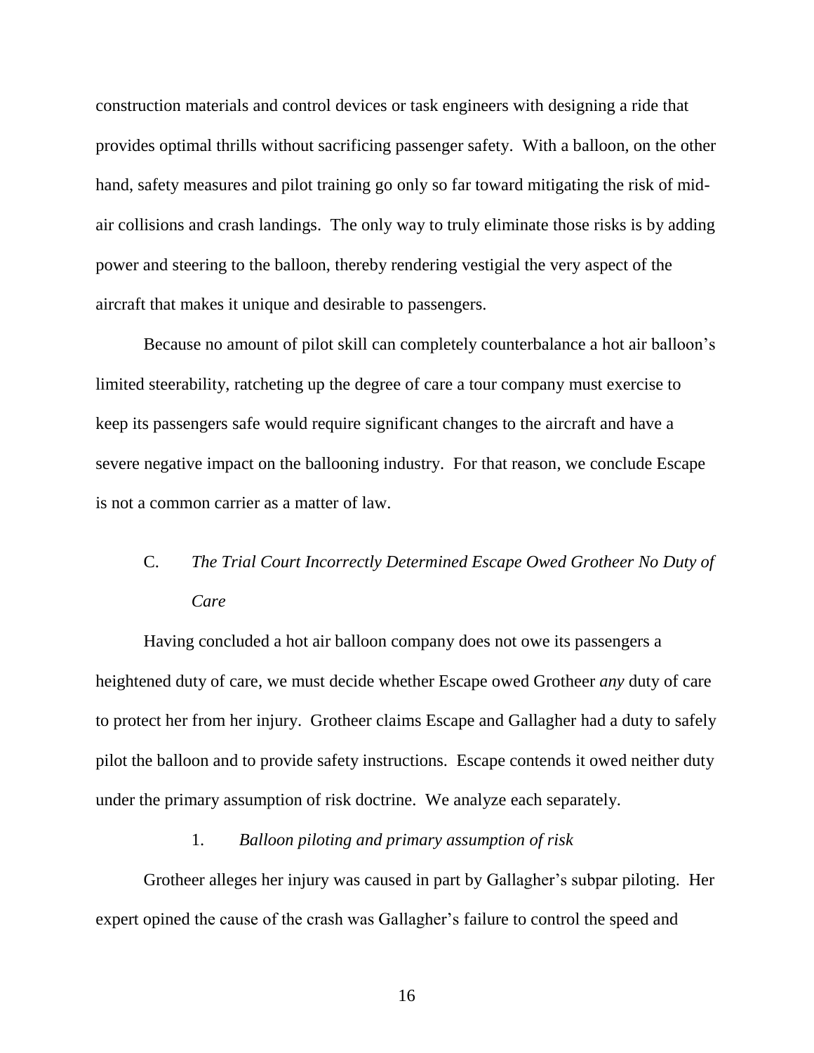construction materials and control devices or task engineers with designing a ride that provides optimal thrills without sacrificing passenger safety. With a balloon, on the other hand, safety measures and pilot training go only so far toward mitigating the risk of mid-air collisions and crash landings. The only way to truly eliminate those risks is by adding power and steering to the balloon, thereby rendering vestigial the very aspect of the aircraft that makes it unique and desirable to passengers.

Because no amount of pilot skill can completely counterbalance a hot air balloon's limited steerability, ratcheting up the degree of care a tour company must exercise to keep its passengers safe would require significant changes to the aircraft and have a severe negative impact on the ballooning industry. For that reason, we conclude Escape is not a common carrier as a matter of law.

### C. *The Trial Court Incorrectly Determined Escape Owed Grotheer No Duty of Care*

Having concluded a hot air balloon company does not owe its passengers a heightened duty of care, we must decide whether Escape owed Grotheer *any* duty of care to protect her from her injury. Grotheer claims Escape and Gallagher had a duty to safely pilot the balloon and to provide safety instructions. Escape contends it owed neither duty under the primary assumption of risk doctrine. We analyze each separately.

#### 1. *Balloon piloting and primary assumption of risk*

Grotheer alleges her injury was caused in part by Gallagher's subpar piloting. Her expert opined the cause of the crash was Gallagher's failure to control the speed and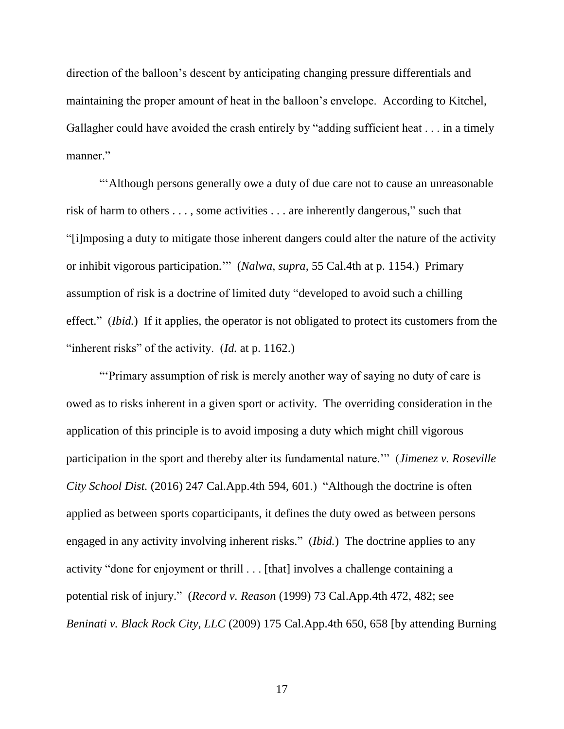direction of the balloon's descent by anticipating changing pressure differentials and maintaining the proper amount of heat in the balloon's envelope. According to Kitchel, Gallagher could have avoided the crash entirely by "adding sufficient heat . . . in a timely manner."

"'Although persons generally owe a duty of due care not to cause an unreasonable risk of harm to others . . . , some activities . . . are inherently dangerous," such that "[i]mposing a duty to mitigate those inherent dangers could alter the nature of the activity or inhibit vigorous participation.'" (*Nalwa*, *supra*, 55 Cal.4th at p. 1154.) Primary assumption of risk is a doctrine of limited duty "developed to avoid such a chilling effect." (*Ibid.*) If it applies, the operator is not obligated to protect its customers from the "inherent risks" of the activity. (*Id.* at p. 1162.)

"'Primary assumption of risk is merely another way of saying no duty of care is owed as to risks inherent in a given sport or activity. The overriding consideration in the application of this principle is to avoid imposing a duty which might chill vigorous participation in the sport and thereby alter its fundamental nature.'" (*Jimenez v. Roseville City School Dist.* (2016) 247 Cal.App.4th 594, 601.) "Although the doctrine is often applied as between sports coparticipants, it defines the duty owed as between persons engaged in any activity involving inherent risks." (*Ibid.*) The doctrine applies to any activity "done for enjoyment or thrill . . . [that] involves a challenge containing a potential risk of injury." (*Record v. Reason* (1999) 73 Cal.App.4th 472, 482; see *Beninati v. Black Rock City, LLC* (2009) 175 Cal.App.4th 650, 658 [by attending Burning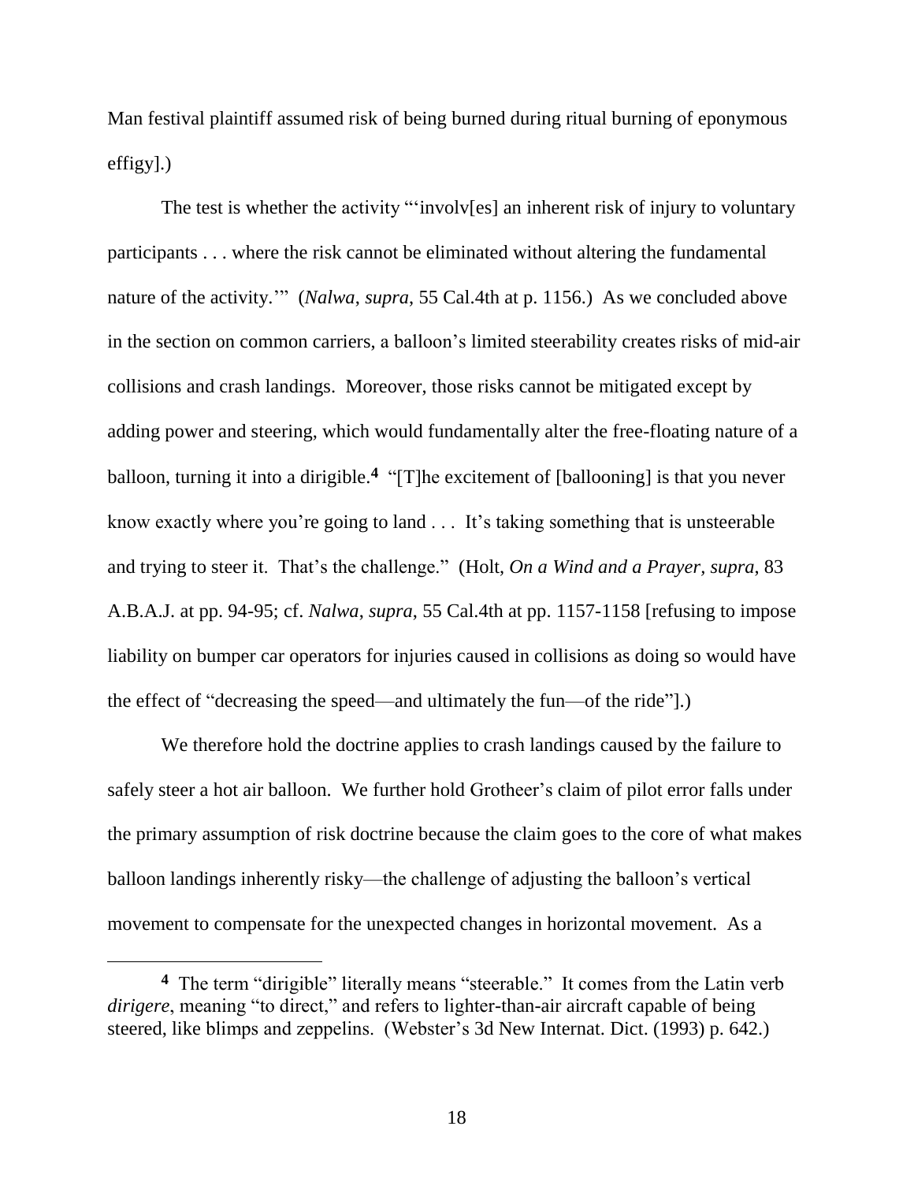Man festival plaintiff assumed risk of being burned during ritual burning of eponymous effigy].)

The test is whether the activity "'involv[es] an inherent risk of injury to voluntary participants . . . where the risk cannot be eliminated without altering the fundamental nature of the activity.'" (*Nalwa*, *supra*, 55 Cal.4th at p. 1156.) As we concluded above in the section on common carriers, a balloon's limited steerability creates risks of mid-air collisions and crash landings. Moreover, those risks cannot be mitigated except by adding power and steering, which would fundamentally alter the free-floating nature of a balloon, turning it into a dirigible.[4] "[T]he excitement of [ballooning] is that you never know exactly where you're going to land . . . It's taking something that is unsteerable and trying to steer it. That's the challenge." (Holt, *On a Wind and a Prayer*, *supra*, 83 A.B.A.J. at pp. 94-95; cf. *Nalwa*, *supra*, 55 Cal.4th at pp. 1157-1158 [refusing to impose liability on bumper car operators for injuries caused in collisions as doing so would have the effect of "decreasing the speed—and ultimately the fun—of the ride"].)

We therefore hold the doctrine applies to crash landings caused by the failure to safely steer a hot air balloon. We further hold Grotheer's claim of pilot error falls under the primary assumption of risk doctrine because the claim goes to the core of what makes balloon landings inherently risky—the challenge of adjusting the balloon's vertical movement to compensate for the unexpected changes in horizontal movement. As a

---

[4] The term "dirigible" literally means "steerable." It comes from the Latin verb *dirigere*, meaning "to direct," and refers to lighter-than-air aircraft capable of being steered, like blimps and zeppelins. (Webster's 3d New Internat. Dict. (1993) p. 642.)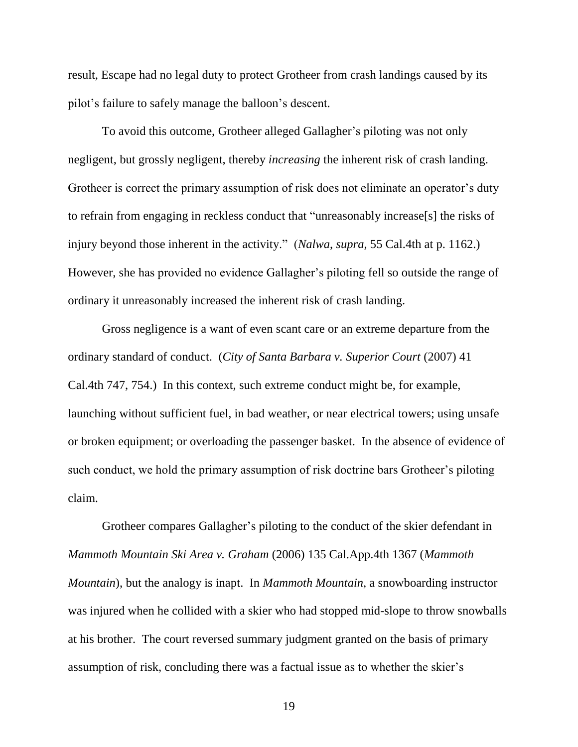result, Escape had no legal duty to protect Grotheer from crash landings caused by its pilot's failure to safely manage the balloon's descent.

To avoid this outcome, Grotheer alleged Gallagher's piloting was not only negligent, but grossly negligent, thereby *increasing* the inherent risk of crash landing. Grotheer is correct the primary assumption of risk does not eliminate an operator's duty to refrain from engaging in reckless conduct that "unreasonably increase[s] the risks of injury beyond those inherent in the activity." (*Nalwa*, *supra*, 55 Cal.4th at p. 1162.) However, she has provided no evidence Gallagher's piloting fell so outside the range of ordinary it unreasonably increased the inherent risk of crash landing.

Gross negligence is a want of even scant care or an extreme departure from the ordinary standard of conduct. (*City of Santa Barbara v. Superior Court* (2007) 41 Cal.4th 747, 754.) In this context, such extreme conduct might be, for example, launching without sufficient fuel, in bad weather, or near electrical towers; using unsafe or broken equipment; or overloading the passenger basket. In the absence of evidence of such conduct, we hold the primary assumption of risk doctrine bars Grotheer's piloting claim.

Grotheer compares Gallagher's piloting to the conduct of the skier defendant in *Mammoth Mountain Ski Area v. Graham* (2006) 135 Cal.App.4th 1367 (*Mammoth Mountain*), but the analogy is inapt. In *Mammoth Mountain*, a snowboarding instructor was injured when he collided with a skier who had stopped mid-slope to throw snowballs at his brother. The court reversed summary judgment granted on the basis of primary assumption of risk, concluding there was a factual issue as to whether the skier's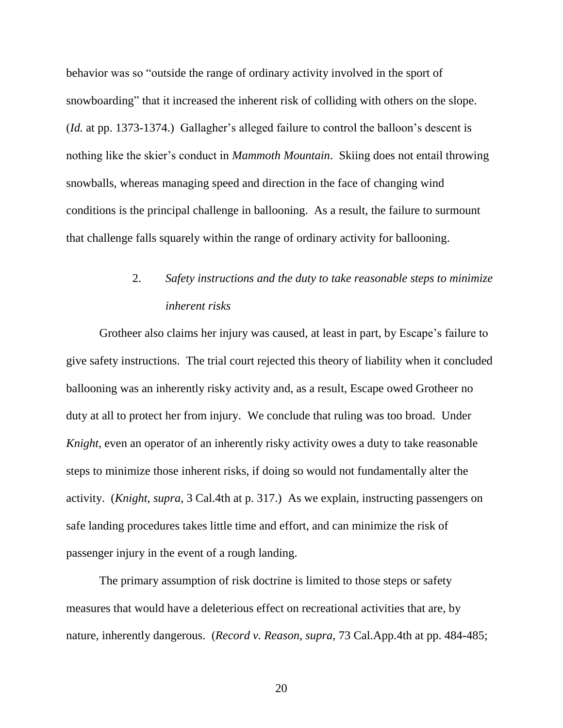behavior was so "outside the range of ordinary activity involved in the sport of snowboarding" that it increased the inherent risk of colliding with others on the slope. (*Id.* at pp. 1373-1374.) Gallagher's alleged failure to control the balloon's descent is nothing like the skier's conduct in *Mammoth Mountain*. Skiing does not entail throwing snowballs, whereas managing speed and direction in the face of changing wind conditions is the principal challenge in ballooning. As a result, the failure to surmount that challenge falls squarely within the range of ordinary activity for ballooning.

### 2. *Safety instructions and the duty to take reasonable steps to minimize inherent risks*

Grotheer also claims her injury was caused, at least in part, by Escape's failure to give safety instructions. The trial court rejected this theory of liability when it concluded ballooning was an inherently risky activity and, as a result, Escape owed Grotheer no duty at all to protect her from injury. We conclude that ruling was too broad. Under *Knight*, even an operator of an inherently risky activity owes a duty to take reasonable steps to minimize those inherent risks, if doing so would not fundamentally alter the activity. (*Knight*, *supra*, 3 Cal.4th at p. 317.) As we explain, instructing passengers on safe landing procedures takes little time and effort, and can minimize the risk of passenger injury in the event of a rough landing.

The primary assumption of risk doctrine is limited to those steps or safety measures that would have a deleterious effect on recreational activities that are, by nature, inherently dangerous. (*Record v. Reason*, *supra*, 73 Cal.App.4th at pp. 484-485;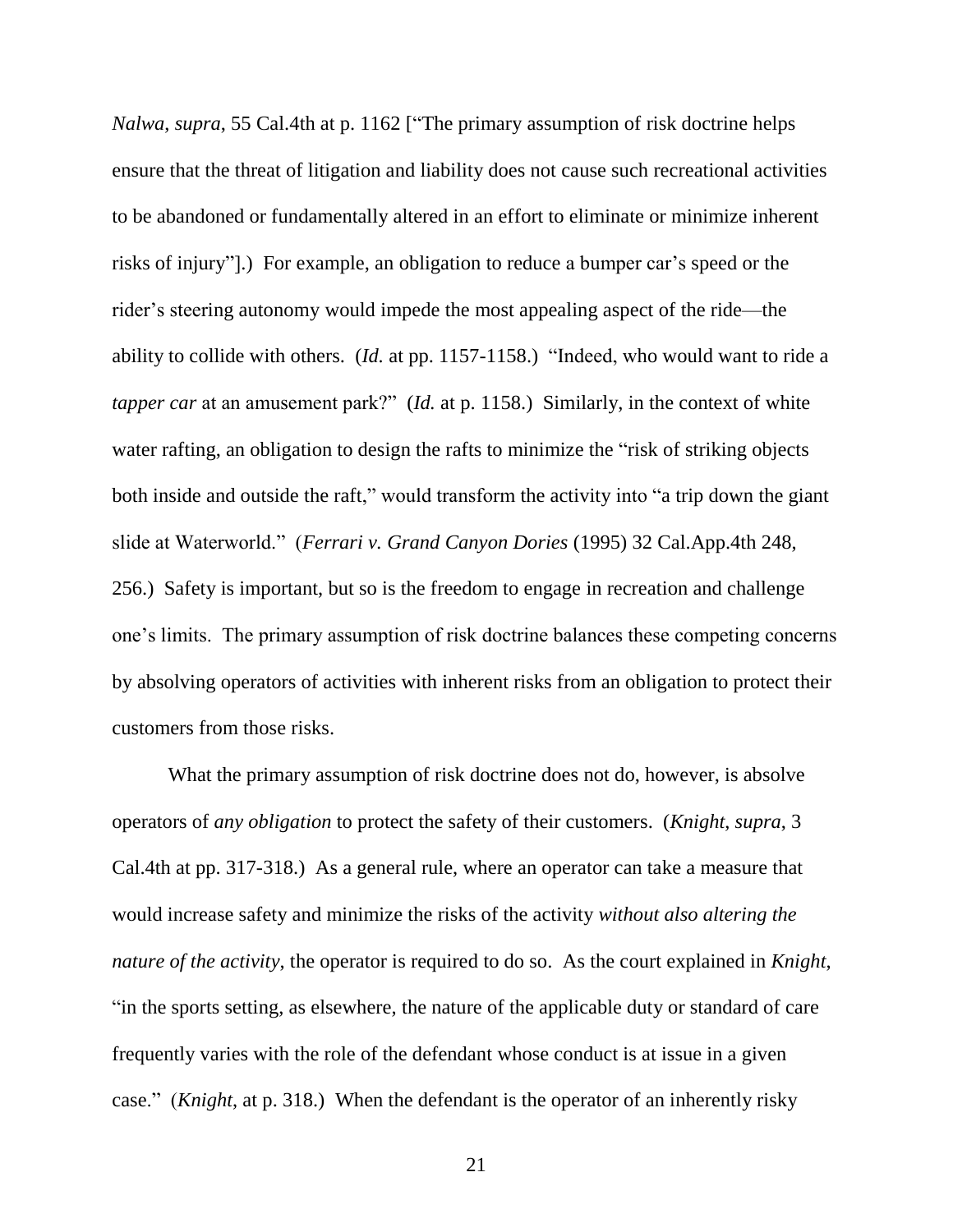*Nalwa*, *supra*, 55 Cal.4th at p. 1162 ["The primary assumption of risk doctrine helps ensure that the threat of litigation and liability does not cause such recreational activities to be abandoned or fundamentally altered in an effort to eliminate or minimize inherent risks of injury"].) For example, an obligation to reduce a bumper car's speed or the rider's steering autonomy would impede the most appealing aspect of the ride—the ability to collide with others. (*Id.* at pp. 1157-1158.) "Indeed, who would want to ride a *tapper car* at an amusement park?" (*Id.* at p. 1158.) Similarly, in the context of white water rafting, an obligation to design the rafts to minimize the "risk of striking objects both inside and outside the raft," would transform the activity into "a trip down the giant slide at Waterworld." (*Ferrari v. Grand Canyon Dories* (1995) 32 Cal.App.4th 248, 256.) Safety is important, but so is the freedom to engage in recreation and challenge one's limits. The primary assumption of risk doctrine balances these competing concerns by absolving operators of activities with inherent risks from an obligation to protect their customers from those risks.

What the primary assumption of risk doctrine does not do, however, is absolve operators of *any obligation* to protect the safety of their customers. (*Knight*, *supra*, 3 Cal.4th at pp. 317-318.) As a general rule, where an operator can take a measure that would increase safety and minimize the risks of the activity *without also altering the nature of the activity*, the operator is required to do so. As the court explained in *Knight*, "in the sports setting, as elsewhere, the nature of the applicable duty or standard of care frequently varies with the role of the defendant whose conduct is at issue in a given case." (*Knight*, at p. 318.) When the defendant is the operator of an inherently risky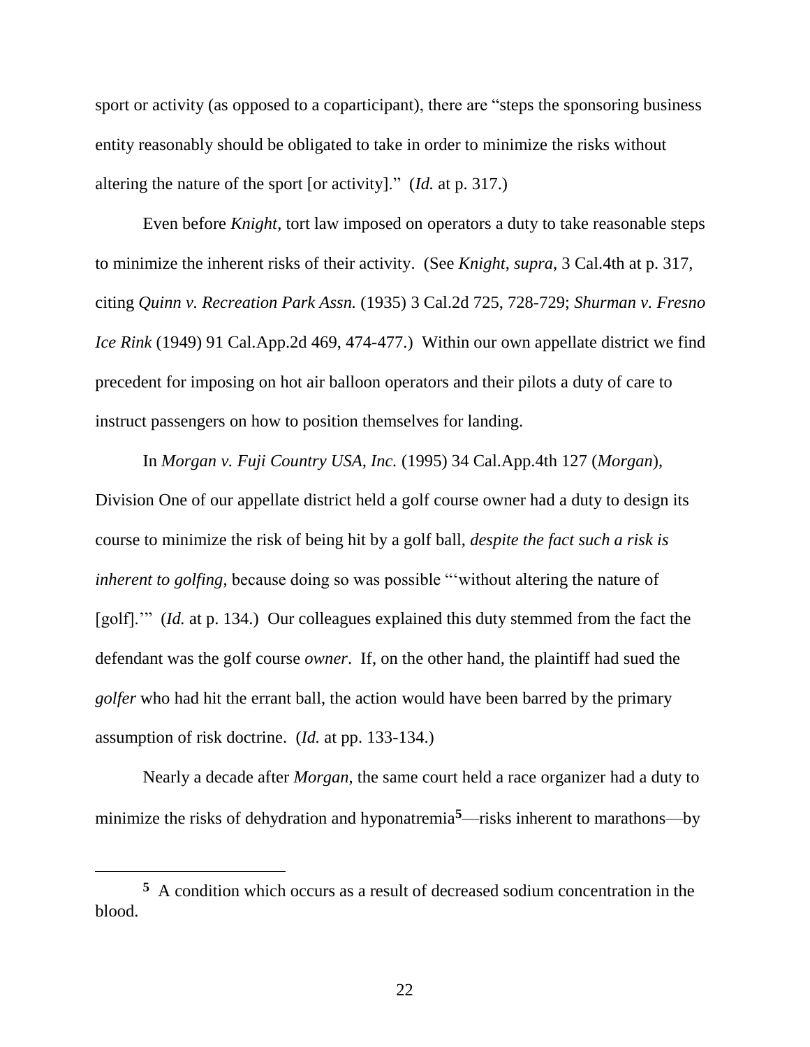sport or activity (as opposed to a coparticipant), there are "steps the sponsoring business entity reasonably should be obligated to take in order to minimize the risks without altering the nature of the sport [or activity]." (*Id.* at p. 317.)

Even before *Knight*, tort law imposed on operators a duty to take reasonable steps to minimize the inherent risks of their activity. (See *Knight*, *supra*, 3 Cal.4th at p. 317, citing *Quinn v. Recreation Park Assn.* (1935) 3 Cal.2d 725, 728-729; *Shurman v. Fresno Ice Rink* (1949) 91 Cal.App.2d 469, 474-477.) Within our own appellate district we find precedent for imposing on hot air balloon operators and their pilots a duty of care to instruct passengers on how to position themselves for landing.

In *Morgan v. Fuji Country USA, Inc.* (1995) 34 Cal.App.4th 127 (*Morgan*), Division One of our appellate district held a golf course owner had a duty to design its course to minimize the risk of being hit by a golf ball, *despite the fact such a risk is inherent to golfing*, because doing so was possible "'without altering the nature of [golf].'" (*Id.* at p. 134.) Our colleagues explained this duty stemmed from the fact the defendant was the golf course *owner*. If, on the other hand, the plaintiff had sued the *golfer* who had hit the errant ball, the action would have been barred by the primary assumption of risk doctrine. (*Id.* at pp. 133-134.)

Nearly a decade after *Morgan*, the same court held a race organizer had a duty to minimize the risks of dehydration and hyponatremia[5]—risks inherent to marathons—by

[5] A condition which occurs as a result of decreased sodium concentration in the blood.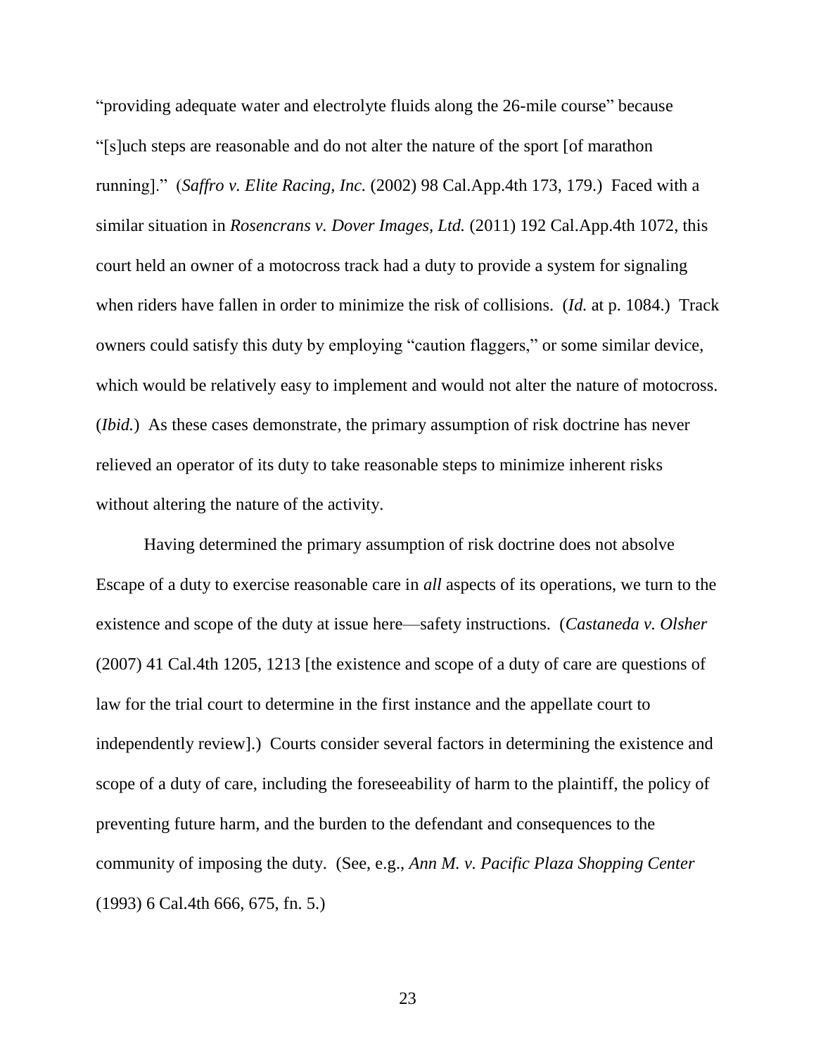"providing adequate water and electrolyte fluids along the 26-mile course" because "[s]uch steps are reasonable and do not alter the nature of the sport [of marathon running]." (*Saffro v. Elite Racing, Inc.* (2002) 98 Cal.App.4th 173, 179.) Faced with a similar situation in *Rosencrans v. Dover Images, Ltd.* (2011) 192 Cal.App.4th 1072, this court held an owner of a motocross track had a duty to provide a system for signaling when riders have fallen in order to minimize the risk of collisions. (*Id.* at p. 1084.) Track owners could satisfy this duty by employing "caution flaggers," or some similar device, which would be relatively easy to implement and would not alter the nature of motocross. (*Ibid.*) As these cases demonstrate, the primary assumption of risk doctrine has never relieved an operator of its duty to take reasonable steps to minimize inherent risks without altering the nature of the activity.

Having determined the primary assumption of risk doctrine does not absolve Escape of a duty to exercise reasonable care in *all* aspects of its operations, we turn to the existence and scope of the duty at issue here—safety instructions. (*Castaneda v. Olsher* (2007) 41 Cal.4th 1205, 1213 [the existence and scope of a duty of care are questions of law for the trial court to determine in the first instance and the appellate court to independently review].) Courts consider several factors in determining the existence and scope of a duty of care, including the foreseeability of harm to the plaintiff, the policy of preventing future harm, and the burden to the defendant and consequences to the community of imposing the duty. (See, e.g., *Ann M. v. Pacific Plaza Shopping Center* (1993) 6 Cal.4th 666, 675, fn. 5.)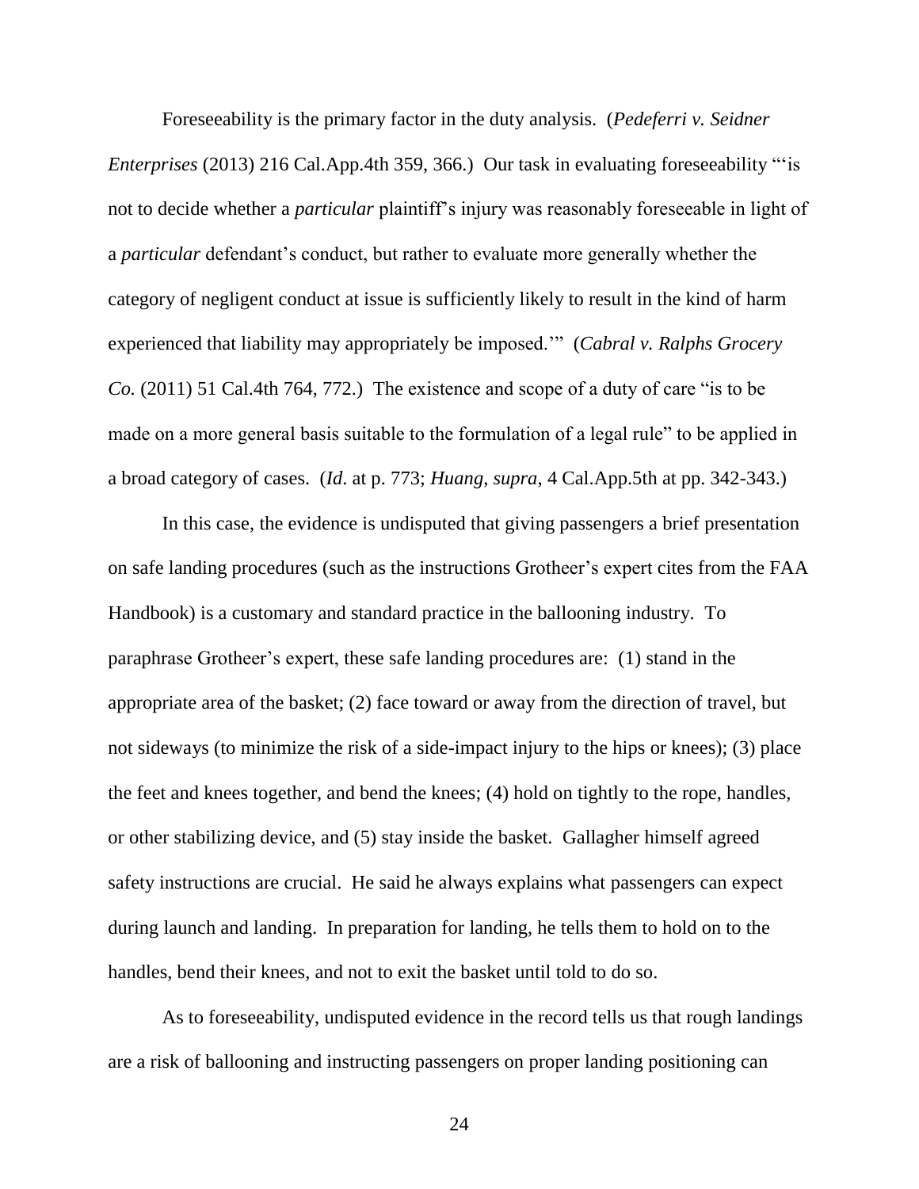Foreseeability is the primary factor in the duty analysis. (*Pedeferri v. Seidner Enterprises* (2013) 216 Cal.App.4th 359, 366.) Our task in evaluating foreseeability "'is not to decide whether a *particular* plaintiff's injury was reasonably foreseeable in light of a *particular* defendant's conduct, but rather to evaluate more generally whether the category of negligent conduct at issue is sufficiently likely to result in the kind of harm experienced that liability may appropriately be imposed.'" (*Cabral v. Ralphs Grocery Co.* (2011) 51 Cal.4th 764, 772.) The existence and scope of a duty of care "is to be made on a more general basis suitable to the formulation of a legal rule" to be applied in a broad category of cases. (*Id*. at p. 773; *Huang*, *supra*, 4 Cal.App.5th at pp. 342-343.)

In this case, the evidence is undisputed that giving passengers a brief presentation on safe landing procedures (such as the instructions Grotheer's expert cites from the FAA Handbook) is a customary and standard practice in the ballooning industry. To paraphrase Grotheer's expert, these safe landing procedures are: (1) stand in the appropriate area of the basket; (2) face toward or away from the direction of travel, but not sideways (to minimize the risk of a side-impact injury to the hips or knees); (3) place the feet and knees together, and bend the knees; (4) hold on tightly to the rope, handles, or other stabilizing device, and (5) stay inside the basket. Gallagher himself agreed safety instructions are crucial. He said he always explains what passengers can expect during launch and landing. In preparation for landing, he tells them to hold on to the handles, bend their knees, and not to exit the basket until told to do so.

As to foreseeability, undisputed evidence in the record tells us that rough landings are a risk of ballooning and instructing passengers on proper landing positioning can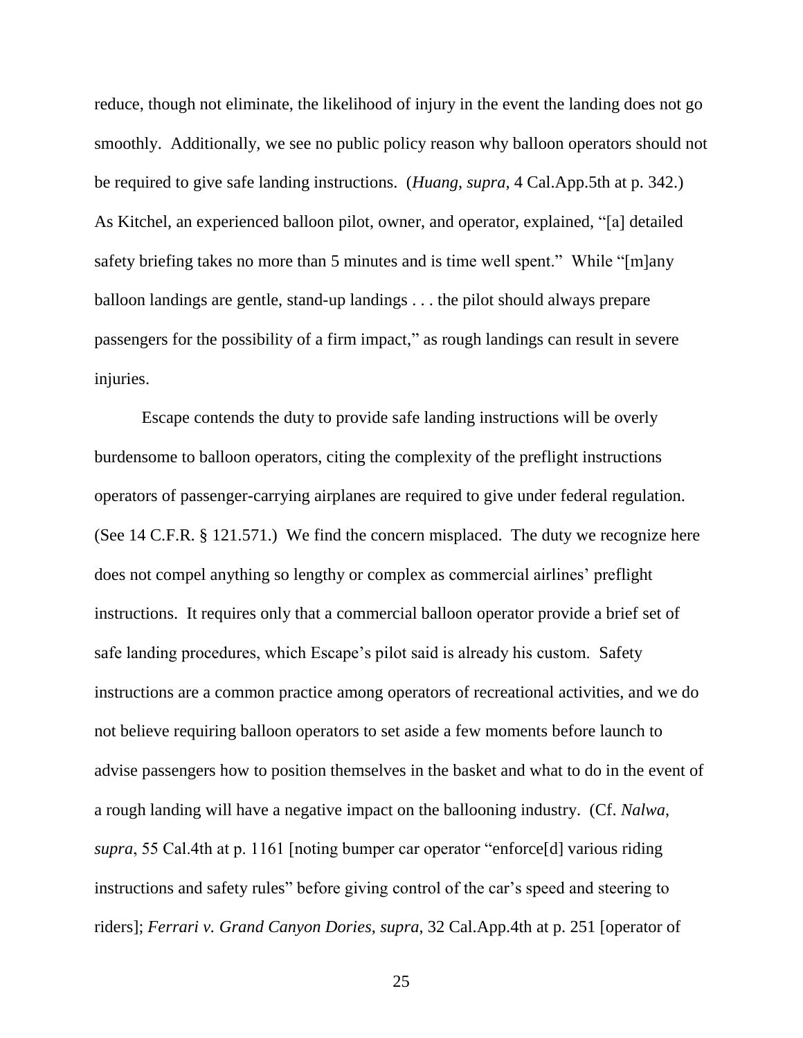reduce, though not eliminate, the likelihood of injury in the event the landing does not go smoothly. Additionally, we see no public policy reason why balloon operators should not be required to give safe landing instructions. (*Huang*, *supra*, 4 Cal.App.5th at p. 342.) As Kitchel, an experienced balloon pilot, owner, and operator, explained, "[a] detailed safety briefing takes no more than 5 minutes and is time well spent." While "[m]any balloon landings are gentle, stand-up landings . . . the pilot should always prepare passengers for the possibility of a firm impact," as rough landings can result in severe injuries.

Escape contends the duty to provide safe landing instructions will be overly burdensome to balloon operators, citing the complexity of the preflight instructions operators of passenger-carrying airplanes are required to give under federal regulation. (See 14 C.F.R. § 121.571.) We find the concern misplaced. The duty we recognize here does not compel anything so lengthy or complex as commercial airlines' preflight instructions. It requires only that a commercial balloon operator provide a brief set of safe landing procedures, which Escape's pilot said is already his custom. Safety instructions are a common practice among operators of recreational activities, and we do not believe requiring balloon operators to set aside a few moments before launch to advise passengers how to position themselves in the basket and what to do in the event of a rough landing will have a negative impact on the ballooning industry. (Cf. *Nalwa*, *supra*, 55 Cal.4th at p. 1161 [noting bumper car operator "enforce[d] various riding instructions and safety rules" before giving control of the car's speed and steering to riders]; *Ferrari v. Grand Canyon Dories*, *supra*, 32 Cal.App.4th at p. 251 [operator of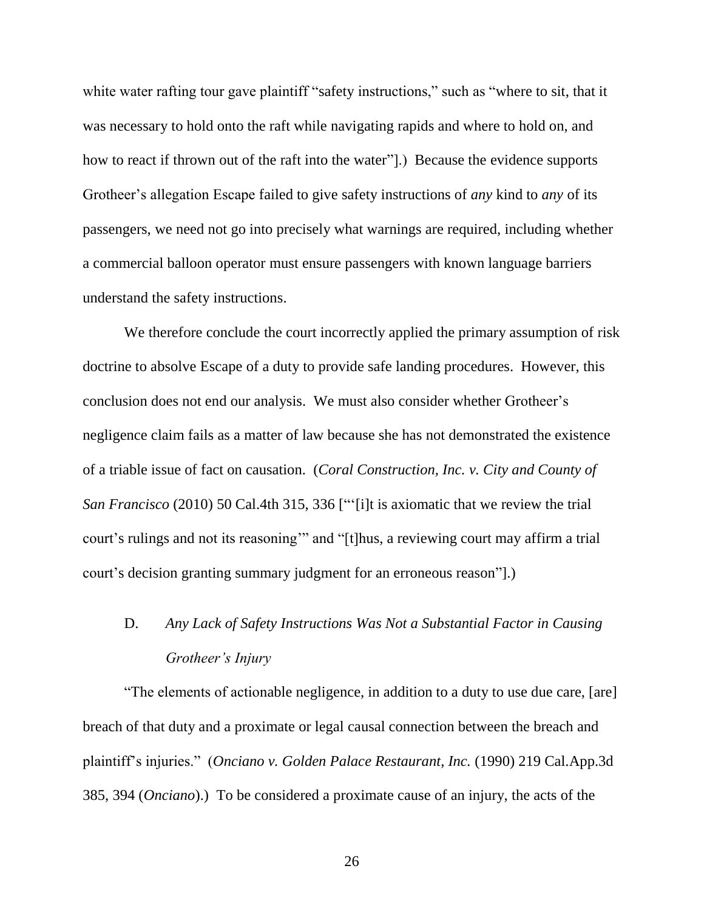white water rafting tour gave plaintiff "safety instructions," such as "where to sit, that it was necessary to hold onto the raft while navigating rapids and where to hold on, and how to react if thrown out of the raft into the water"].) Because the evidence supports Grotheer's allegation Escape failed to give safety instructions of *any* kind to *any* of its passengers, we need not go into precisely what warnings are required, including whether a commercial balloon operator must ensure passengers with known language barriers understand the safety instructions.

We therefore conclude the court incorrectly applied the primary assumption of risk doctrine to absolve Escape of a duty to provide safe landing procedures. However, this conclusion does not end our analysis. We must also consider whether Grotheer's negligence claim fails as a matter of law because she has not demonstrated the existence of a triable issue of fact on causation. (*Coral Construction, Inc. v. City and County of San Francisco* (2010) 50 Cal.4th 315, 336 ["'[i]t is axiomatic that we review the trial court's rulings and not its reasoning'" and "[t]hus, a reviewing court may affirm a trial court's decision granting summary judgment for an erroneous reason"].)

### D. *Any Lack of Safety Instructions Was Not a Substantial Factor in Causing Grotheer's Injury*

"The elements of actionable negligence, in addition to a duty to use due care, [are] breach of that duty and a proximate or legal causal connection between the breach and plaintiff's injuries." (*Onciano v. Golden Palace Restaurant, Inc.* (1990) 219 Cal.App.3d 385, 394 (*Onciano*).) To be considered a proximate cause of an injury, the acts of the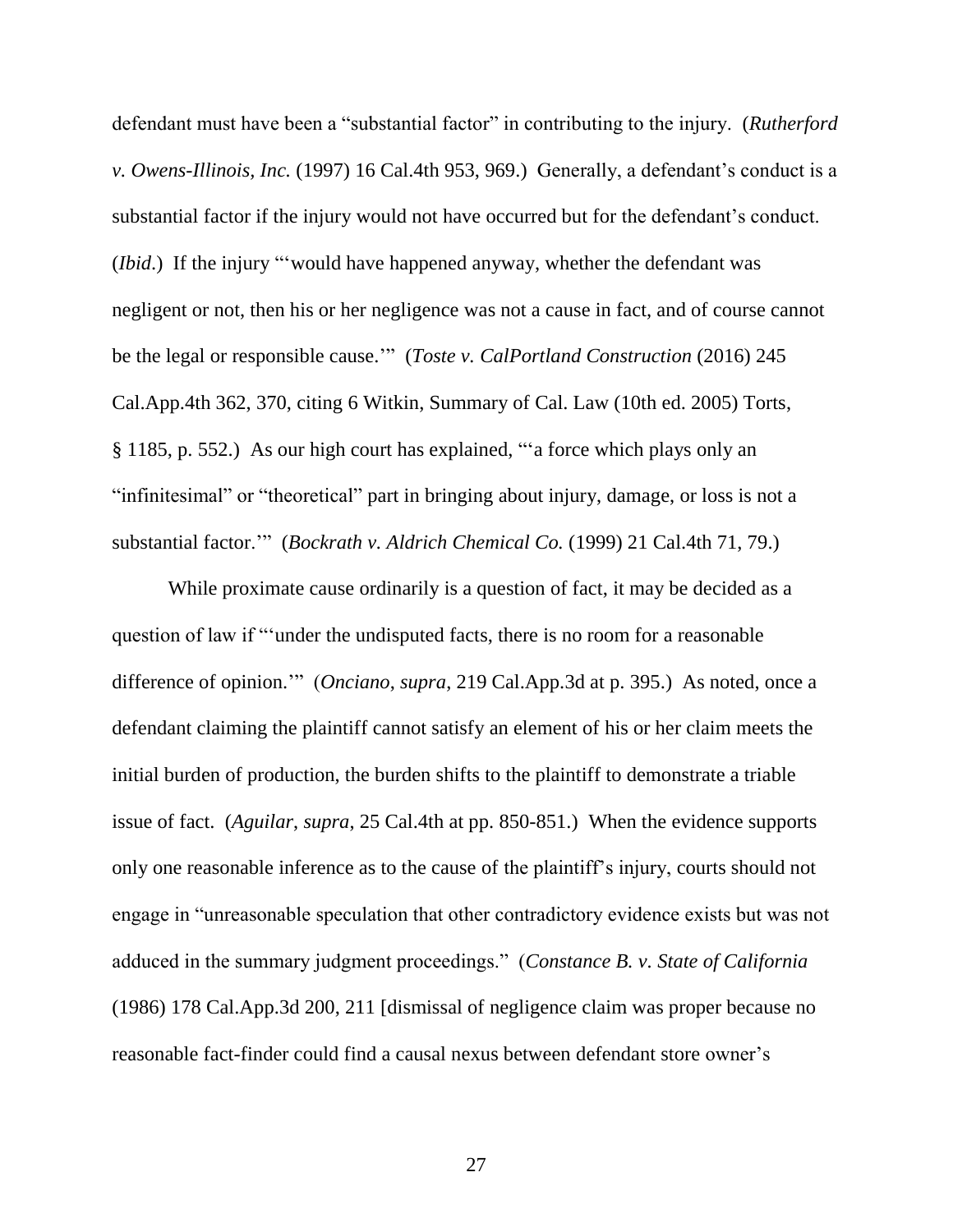defendant must have been a "substantial factor" in contributing to the injury. (*Rutherford v. Owens-Illinois, Inc.* (1997) 16 Cal.4th 953, 969.) Generally, a defendant's conduct is a substantial factor if the injury would not have occurred but for the defendant's conduct. (*Ibid*.) If the injury "'would have happened anyway, whether the defendant was negligent or not, then his or her negligence was not a cause in fact, and of course cannot be the legal or responsible cause.'" (*Toste v. CalPortland Construction* (2016) 245 Cal.App.4th 362, 370, citing 6 Witkin, Summary of Cal. Law (10th ed. 2005) Torts, § 1185, p. 552.) As our high court has explained, "'a force which plays only an "infinitesimal" or "theoretical" part in bringing about injury, damage, or loss is not a substantial factor.'" (*Bockrath v. Aldrich Chemical Co.* (1999) 21 Cal.4th 71, 79.)

While proximate cause ordinarily is a question of fact, it may be decided as a question of law if "'under the undisputed facts, there is no room for a reasonable difference of opinion.'" (*Onciano*, *supra*, 219 Cal.App.3d at p. 395.) As noted, once a defendant claiming the plaintiff cannot satisfy an element of his or her claim meets the initial burden of production, the burden shifts to the plaintiff to demonstrate a triable issue of fact. (*Aguilar*, *supra*, 25 Cal.4th at pp. 850-851.) When the evidence supports only one reasonable inference as to the cause of the plaintiff's injury, courts should not engage in "unreasonable speculation that other contradictory evidence exists but was not adduced in the summary judgment proceedings." (*Constance B. v. State of California* (1986) 178 Cal.App.3d 200, 211 [dismissal of negligence claim was proper because no reasonable fact-finder could find a causal nexus between defendant store owner's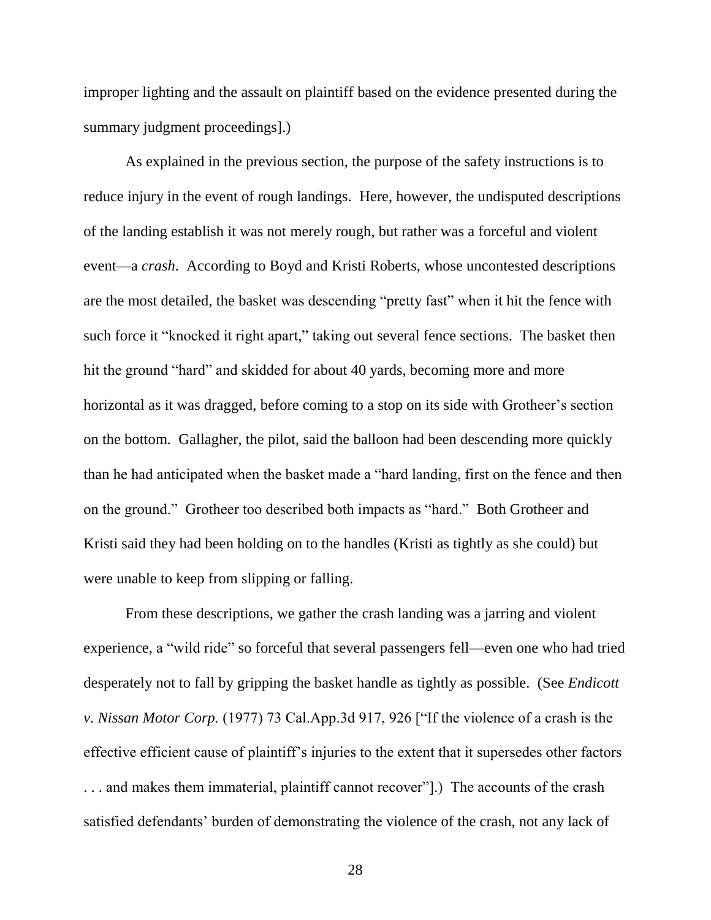improper lighting and the assault on plaintiff based on the evidence presented during the summary judgment proceedings].)

As explained in the previous section, the purpose of the safety instructions is to reduce injury in the event of rough landings. Here, however, the undisputed descriptions of the landing establish it was not merely rough, but rather was a forceful and violent event—a *crash*. According to Boyd and Kristi Roberts, whose uncontested descriptions are the most detailed, the basket was descending "pretty fast" when it hit the fence with such force it "knocked it right apart," taking out several fence sections. The basket then hit the ground "hard" and skidded for about 40 yards, becoming more and more horizontal as it was dragged, before coming to a stop on its side with Grotheer's section on the bottom. Gallagher, the pilot, said the balloon had been descending more quickly than he had anticipated when the basket made a "hard landing, first on the fence and then on the ground." Grotheer too described both impacts as "hard." Both Grotheer and Kristi said they had been holding on to the handles (Kristi as tightly as she could) but were unable to keep from slipping or falling.

From these descriptions, we gather the crash landing was a jarring and violent experience, a "wild ride" so forceful that several passengers fell—even one who had tried desperately not to fall by gripping the basket handle as tightly as possible. (See *Endicott v. Nissan Motor Corp.* (1977) 73 Cal.App.3d 917, 926 ["If the violence of a crash is the effective efficient cause of plaintiff's injuries to the extent that it supersedes other factors . . . and makes them immaterial, plaintiff cannot recover"].) The accounts of the crash satisfied defendants' burden of demonstrating the violence of the crash, not any lack of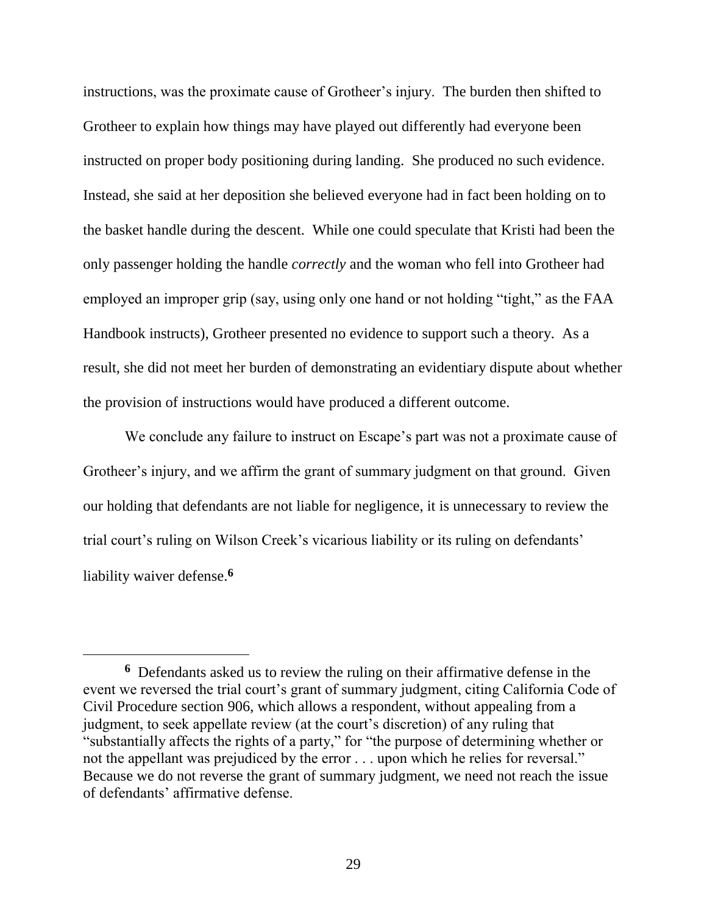instructions, was the proximate cause of Grotheer's injury. The burden then shifted to Grotheer to explain how things may have played out differently had everyone been instructed on proper body positioning during landing. She produced no such evidence. Instead, she said at her deposition she believed everyone had in fact been holding on to the basket handle during the descent. While one could speculate that Kristi had been the only passenger holding the handle *correctly* and the woman who fell into Grotheer had employed an improper grip (say, using only one hand or not holding "tight," as the FAA Handbook instructs), Grotheer presented no evidence to support such a theory. As a result, she did not meet her burden of demonstrating an evidentiary dispute about whether the provision of instructions would have produced a different outcome.

We conclude any failure to instruct on Escape's part was not a proximate cause of Grotheer's injury, and we affirm the grant of summary judgment on that ground. Given our holding that defendants are not liable for negligence, it is unnecessary to review the trial court's ruling on Wilson Creek's vicarious liability or its ruling on defendants' liability waiver defense.[6]

---

[6] Defendants asked us to review the ruling on their affirmative defense in the event we reversed the trial court's grant of summary judgment, citing California Code of Civil Procedure section 906, which allows a respondent, without appealing from a judgment, to seek appellate review (at the court's discretion) of any ruling that "substantially affects the rights of a party," for "the purpose of determining whether or not the appellant was prejudiced by the error . . . upon which he relies for reversal." Because we do not reverse the grant of summary judgment, we need not reach the issue of defendants' affirmative defense.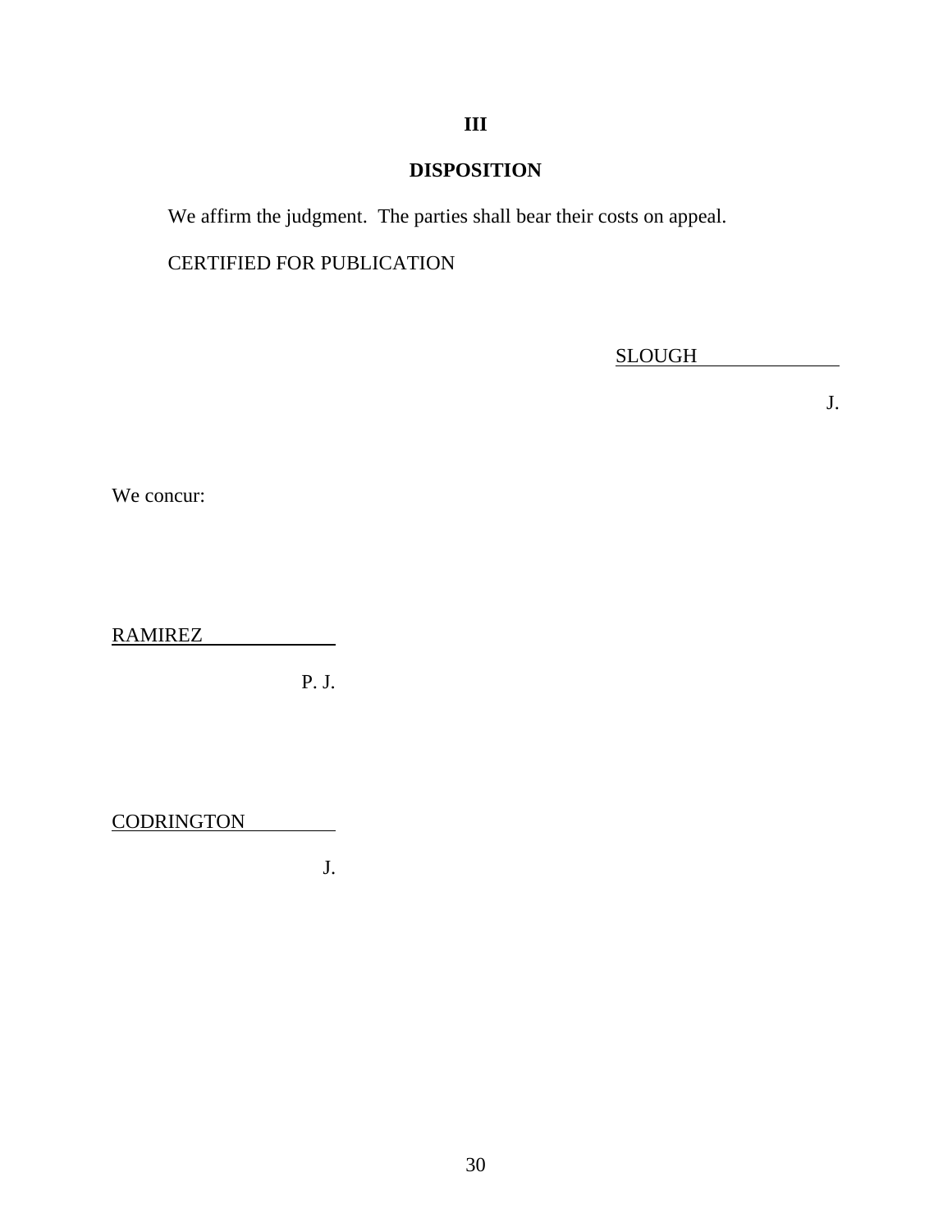## III

## DISPOSITION

We affirm the judgment. The parties shall bear their costs on appeal.

CERTIFIED FOR PUBLICATION

SLOUGH

J.

We concur:

RAMIREZ

P. J.

CODRINGTON

J.